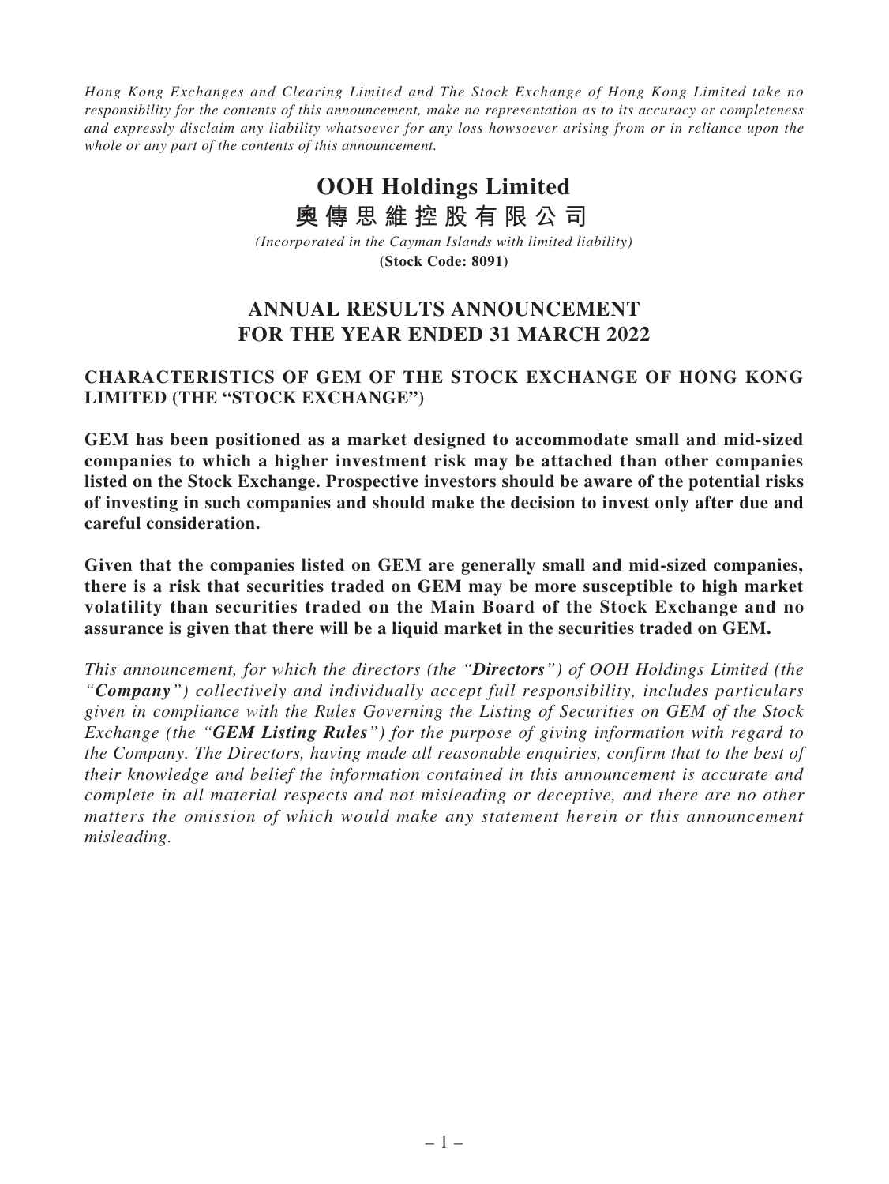*Hong Kong Exchanges and Clearing Limited and The Stock Exchange of Hong Kong Limited take no responsibility for the contents of this announcement, make no representation as to its accuracy or completeness and expressly disclaim any liability whatsoever for any loss howsoever arising from or in reliance upon the whole or any part of the contents of this announcement.*

# OOH Holdings Limited
# 奧傳思維控股有限公司

*(Incorporated in the Cayman Islands with limited liability)*
**(Stock Code: 8091)**

## ANNUAL RESULTS ANNOUNCEMENT FOR THE YEAR ENDED 31 MARCH 2022

### CHARACTERISTICS OF GEM OF THE STOCK EXCHANGE OF HONG KONG LIMITED (THE "STOCK EXCHANGE")

**GEM has been positioned as a market designed to accommodate small and mid-sized companies to which a higher investment risk may be attached than other companies listed on the Stock Exchange. Prospective investors should be aware of the potential risks of investing in such companies and should make the decision to invest only after due and careful consideration.**

**Given that the companies listed on GEM are generally small and mid-sized companies, there is a risk that securities traded on GEM may be more susceptible to high market volatility than securities traded on the Main Board of the Stock Exchange and no assurance is given that there will be a liquid market in the securities traded on GEM.**

*This announcement, for which the directors (the "**Directors**") of OOH Holdings Limited (the "**Company**") collectively and individually accept full responsibility, includes particulars given in compliance with the Rules Governing the Listing of Securities on GEM of the Stock Exchange (the "**GEM Listing Rules**") for the purpose of giving information with regard to the Company. The Directors, having made all reasonable enquiries, confirm that to the best of their knowledge and belief the information contained in this announcement is accurate and complete in all material respects and not misleading or deceptive, and there are no other matters the omission of which would make any statement herein or this announcement misleading.*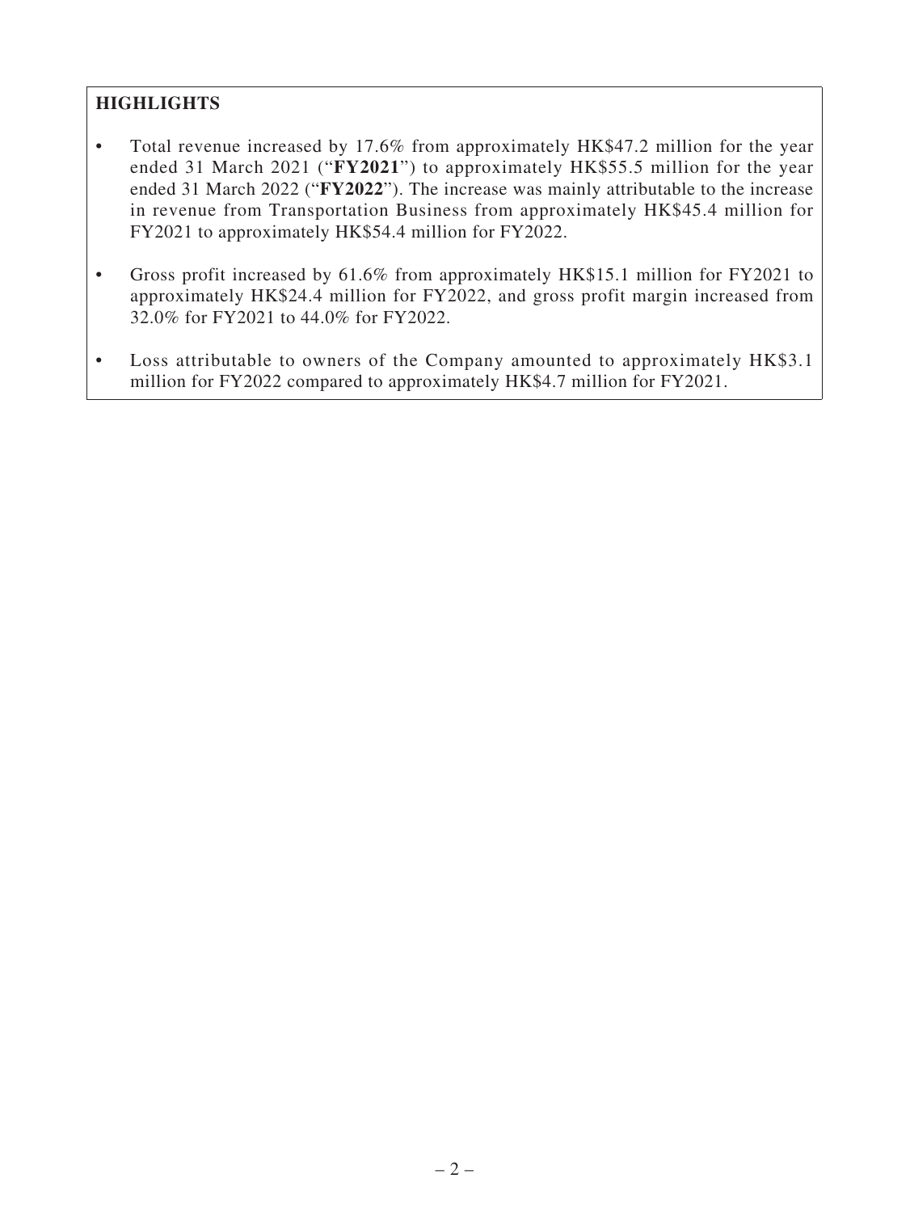## HIGHLIGHTS

- Total revenue increased by 17.6% from approximately HK$47.2 million for the year ended 31 March 2021 ("**FY2021**") to approximately HK$55.5 million for the year ended 31 March 2022 ("**FY2022**"). The increase was mainly attributable to the increase in revenue from Transportation Business from approximately HK$45.4 million for FY2021 to approximately HK$54.4 million for FY2022.
- Gross profit increased by 61.6% from approximately HK$15.1 million for FY2021 to approximately HK$24.4 million for FY2022, and gross profit margin increased from 32.0% for FY2021 to 44.0% for FY2022.
- Loss attributable to owners of the Company amounted to approximately HK$3.1 million for FY2022 compared to approximately HK$4.7 million for FY2021.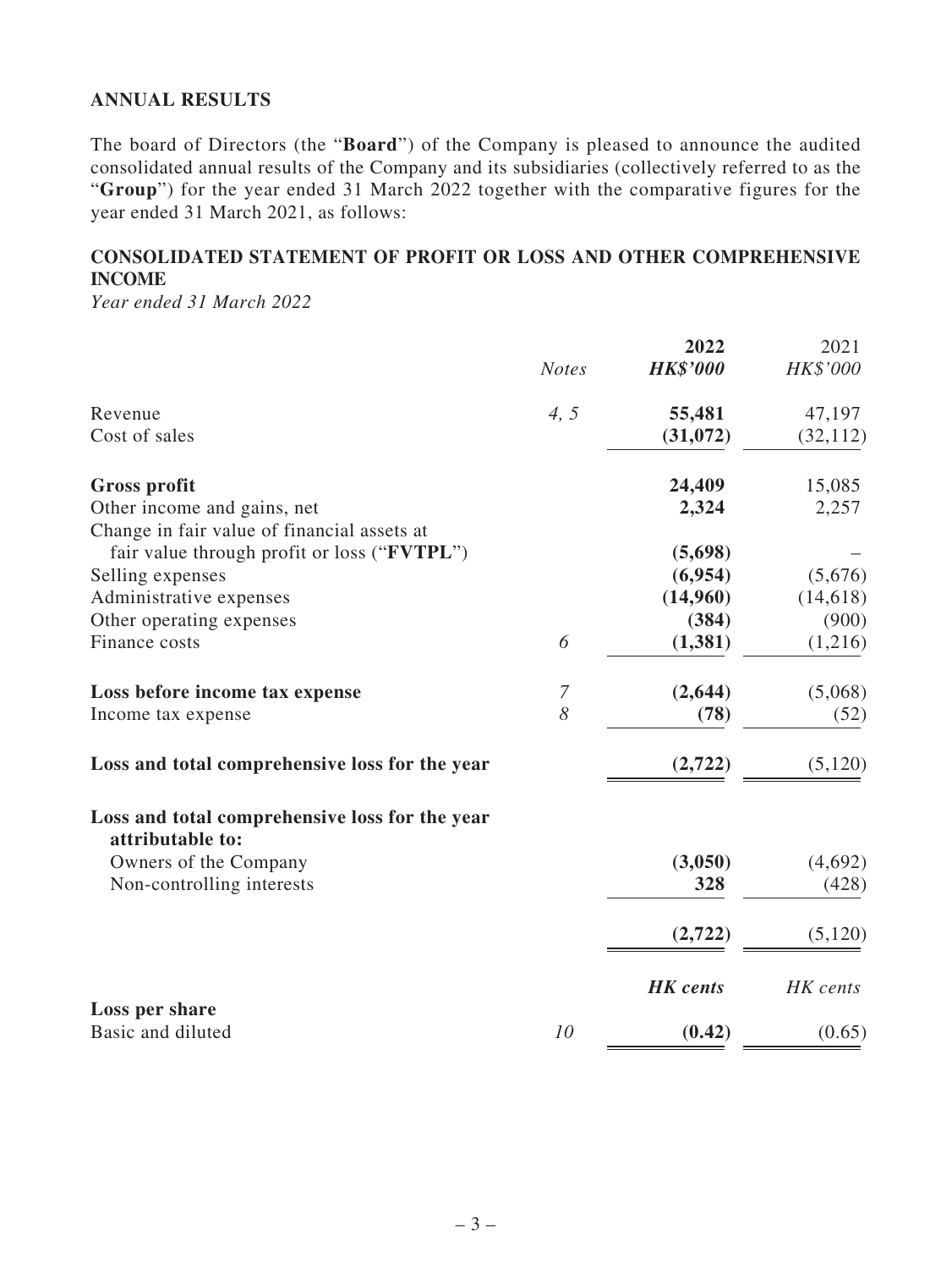## ANNUAL RESULTS

The board of Directors (the "**Board**") of the Company is pleased to announce the audited consolidated annual results of the Company and its subsidiaries (collectively referred to as the "**Group**") for the year ended 31 March 2022 together with the comparative figures for the year ended 31 March 2021, as follows:

## CONSOLIDATED STATEMENT OF PROFIT OR LOSS AND OTHER COMPREHENSIVE INCOME

*Year ended 31 March 2022*

| | *Notes* | **2022** | 2021 |
|---|---|---|---|
| | | ***HK$'000*** | *HK$'000* |
| Revenue | *4, 5* | **55,481** | 47,197 |
| Cost of sales | | **(31,072)** | (32,112) |
| **Gross profit** | | **24,409** | 15,085 |
| Other income and gains, net | | **2,324** | 2,257 |
| Change in fair value of financial assets at fair value through profit or loss ("**FVTPL**") | | **(5,698)** | – |
| Selling expenses | | **(6,954)** | (5,676) |
| Administrative expenses | | **(14,960)** | (14,618) |
| Other operating expenses | | **(384)** | (900) |
| Finance costs | *6* | **(1,381)** | (1,216) |
| **Loss before income tax expense** | *7* | **(2,644)** | (5,068) |
| Income tax expense | *8* | **(78)** | (52) |
| **Loss and total comprehensive loss for the year** | | **(2,722)** | (5,120) |
| **Loss and total comprehensive loss for the year attributable to:** | | | |
| Owners of the Company | | **(3,050)** | (4,692) |
| Non-controlling interests | | **328** | (428) |
| | | **(2,722)** | (5,120) |
| | | ***HK cents*** | *HK cents* |
| **Loss per share** | | | |
| Basic and diluted | *10* | **(0.42)** | (0.65) |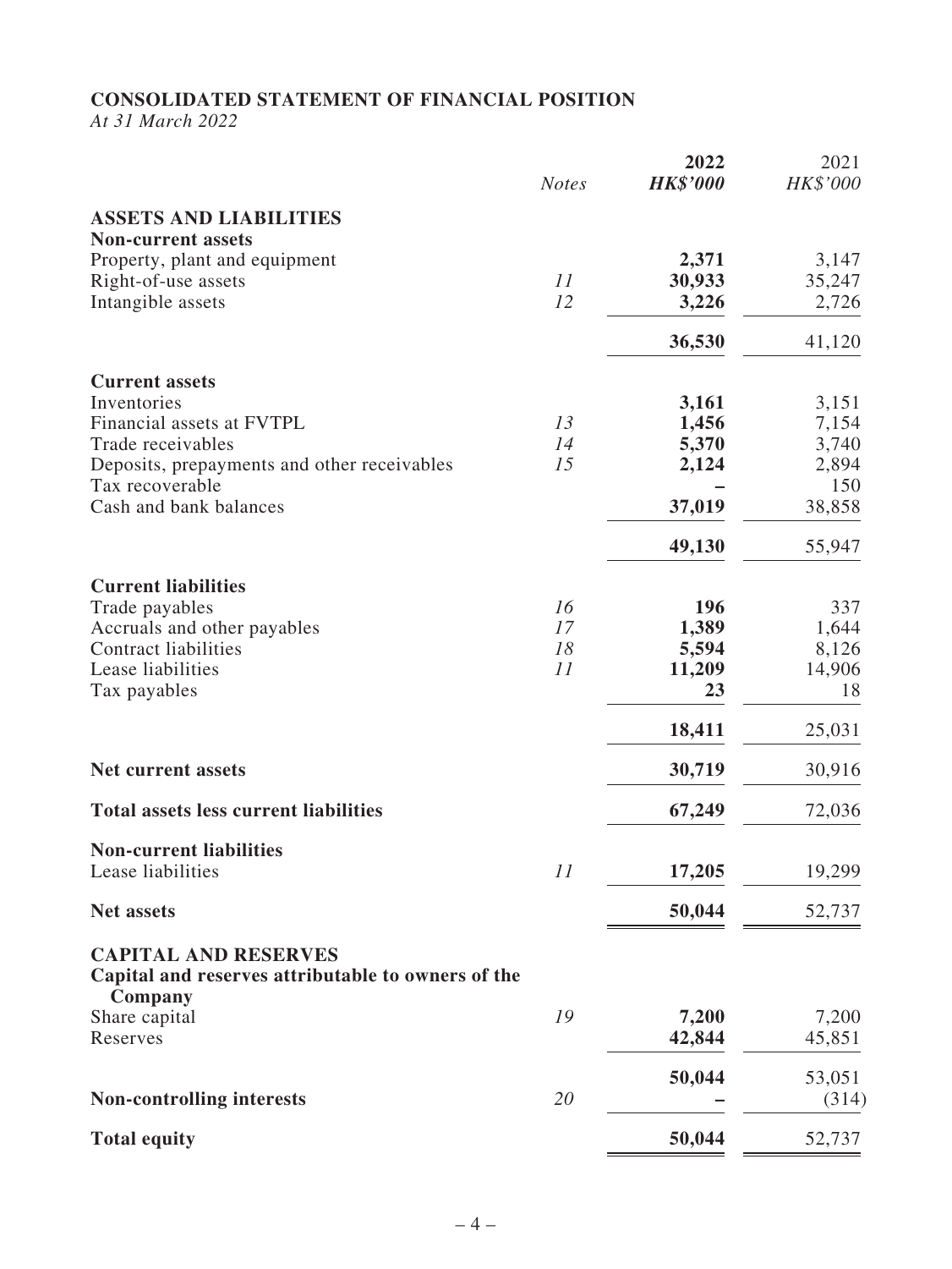## CONSOLIDATED STATEMENT OF FINANCIAL POSITION

*At 31 March 2022*

| | *Notes* | **2022** ***HK$'000*** | 2021 *HK$'000* |
|---|---|---|---|
| **ASSETS AND LIABILITIES** | | | |
| **Non-current assets** | | | |
| Property, plant and equipment | | **2,371** | 3,147 |
| Right-of-use assets | *11* | **30,933** | 35,247 |
| Intangible assets | *12* | **3,226** | 2,726 |
| | | **36,530** | 41,120 |
| **Current assets** | | | |
| Inventories | | **3,161** | 3,151 |
| Financial assets at FVTPL | *13* | **1,456** | 7,154 |
| Trade receivables | *14* | **5,370** | 3,740 |
| Deposits, prepayments and other receivables | *15* | **2,124** | 2,894 |
| Tax recoverable | | **–** | 150 |
| Cash and bank balances | | **37,019** | 38,858 |
| | | **49,130** | 55,947 |
| **Current liabilities** | | | |
| Trade payables | *16* | **196** | 337 |
| Accruals and other payables | *17* | **1,389** | 1,644 |
| Contract liabilities | *18* | **5,594** | 8,126 |
| Lease liabilities | *11* | **11,209** | 14,906 |
| Tax payables | | **23** | 18 |
| | | **18,411** | 25,031 |
| **Net current assets** | | **30,719** | 30,916 |
| **Total assets less current liabilities** | | **67,249** | 72,036 |
| **Non-current liabilities** | | | |
| Lease liabilities | *11* | **17,205** | 19,299 |
| **Net assets** | | **50,044** | 52,737 |
| **CAPITAL AND RESERVES** | | | |
| **Capital and reserves attributable to owners of the Company** | | | |
| Share capital | *19* | **7,200** | 7,200 |
| Reserves | | **42,844** | 45,851 |
| | | **50,044** | 53,051 |
| **Non-controlling interests** | *20* | **–** | (314) |
| **Total equity** | | **50,044** | 52,737 |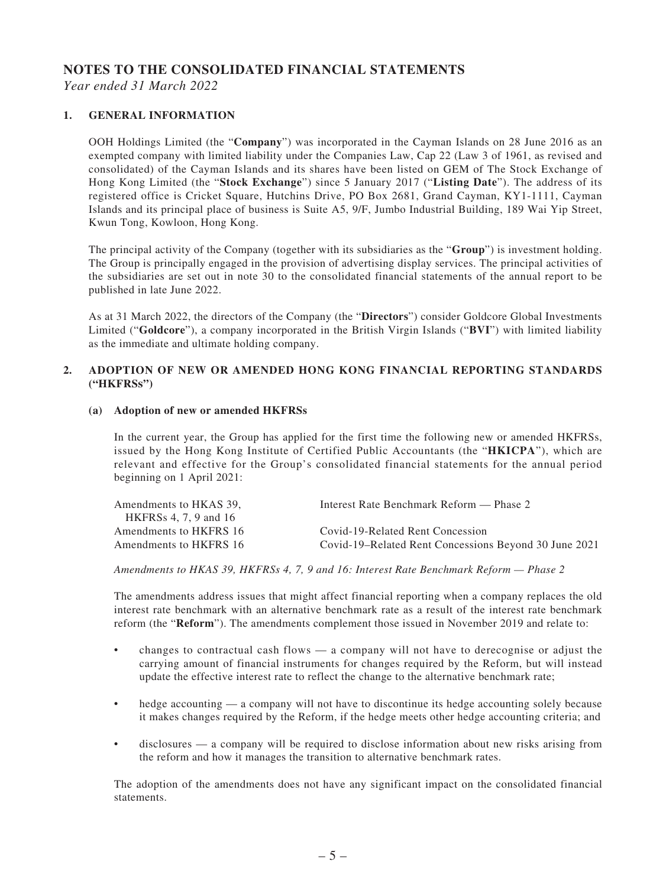# NOTES TO THE CONSOLIDATED FINANCIAL STATEMENTS

*Year ended 31 March 2022*

## 1. GENERAL INFORMATION

OOH Holdings Limited (the "**Company**") was incorporated in the Cayman Islands on 28 June 2016 as an exempted company with limited liability under the Companies Law, Cap 22 (Law 3 of 1961, as revised and consolidated) of the Cayman Islands and its shares have been listed on GEM of The Stock Exchange of Hong Kong Limited (the "**Stock Exchange**") since 5 January 2017 ("**Listing Date**"). The address of its registered office is Cricket Square, Hutchins Drive, PO Box 2681, Grand Cayman, KY1-1111, Cayman Islands and its principal place of business is Suite A5, 9/F, Jumbo Industrial Building, 189 Wai Yip Street, Kwun Tong, Kowloon, Hong Kong.

The principal activity of the Company (together with its subsidiaries as the "**Group**") is investment holding. The Group is principally engaged in the provision of advertising display services. The principal activities of the subsidiaries are set out in note 30 to the consolidated financial statements of the annual report to be published in late June 2022.

As at 31 March 2022, the directors of the Company (the "**Directors**") consider Goldcore Global Investments Limited ("**Goldcore**"), a company incorporated in the British Virgin Islands ("**BVI**") with limited liability as the immediate and ultimate holding company.

## 2. ADOPTION OF NEW OR AMENDED HONG KONG FINANCIAL REPORTING STANDARDS ("HKFRSs")

### (a) Adoption of new or amended HKFRSs

In the current year, the Group has applied for the first time the following new or amended HKFRSs, issued by the Hong Kong Institute of Certified Public Accountants (the "**HKICPA**"), which are relevant and effective for the Group's consolidated financial statements for the annual period beginning on 1 April 2021:

| | |
|---|---|
| Amendments to HKAS 39, HKFRSs 4, 7, 9 and 16 | Interest Rate Benchmark Reform — Phase 2 |
| Amendments to HKFRS 16 | Covid-19-Related Rent Concession |
| Amendments to HKFRS 16 | Covid-19–Related Rent Concessions Beyond 30 June 2021 |

*Amendments to HKAS 39, HKFRSs 4, 7, 9 and 16: Interest Rate Benchmark Reform — Phase 2*

The amendments address issues that might affect financial reporting when a company replaces the old interest rate benchmark with an alternative benchmark rate as a result of the interest rate benchmark reform (the "**Reform**"). The amendments complement those issued in November 2019 and relate to:

- changes to contractual cash flows — a company will not have to derecognise or adjust the carrying amount of financial instruments for changes required by the Reform, but will instead update the effective interest rate to reflect the change to the alternative benchmark rate;
- hedge accounting — a company will not have to discontinue its hedge accounting solely because it makes changes required by the Reform, if the hedge meets other hedge accounting criteria; and
- disclosures — a company will be required to disclose information about new risks arising from the reform and how it manages the transition to alternative benchmark rates.

The adoption of the amendments does not have any significant impact on the consolidated financial statements.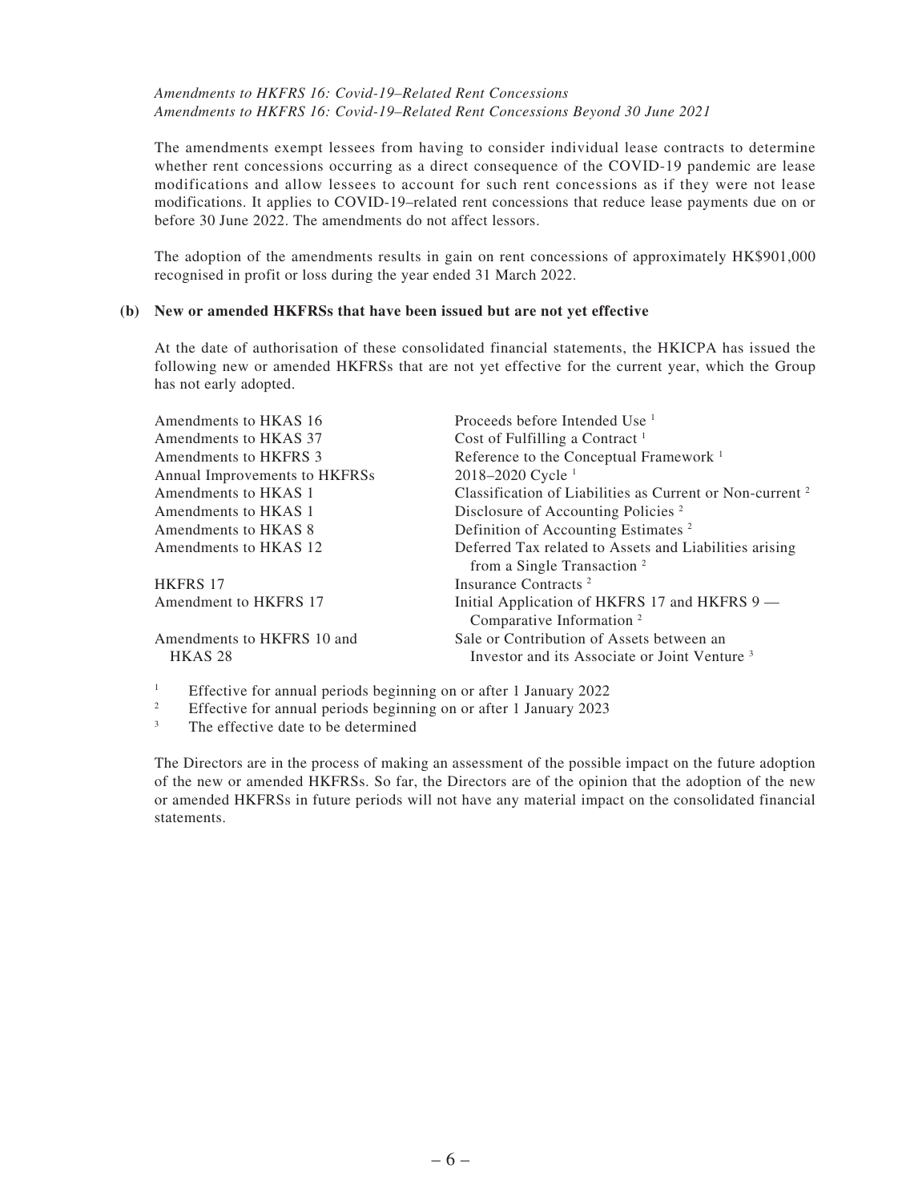*Amendments to HKFRS 16: Covid-19–Related Rent Concessions*
*Amendments to HKFRS 16: Covid-19–Related Rent Concessions Beyond 30 June 2021*

The amendments exempt lessees from having to consider individual lease contracts to determine whether rent concessions occurring as a direct consequence of the COVID-19 pandemic are lease modifications and allow lessees to account for such rent concessions as if they were not lease modifications. It applies to COVID-19–related rent concessions that reduce lease payments due on or before 30 June 2022. The amendments do not affect lessors.

The adoption of the amendments results in gain on rent concessions of approximately HK$901,000 recognised in profit or loss during the year ended 31 March 2022.

**(b) New or amended HKFRSs that have been issued but are not yet effective**

At the date of authorisation of these consolidated financial statements, the HKICPA has issued the following new or amended HKFRSs that are not yet effective for the current year, which the Group has not early adopted.

| | |
|---|---|
| Amendments to HKAS 16 | Proceeds before Intended Use [1] |
| Amendments to HKAS 37 | Cost of Fulfilling a Contract [1] |
| Amendments to HKFRS 3 | Reference to the Conceptual Framework [1] |
| Annual Improvements to HKFRSs | 2018–2020 Cycle [1] |
| Amendments to HKAS 1 | Classification of Liabilities as Current or Non-current [2] |
| Amendments to HKAS 1 | Disclosure of Accounting Policies [2] |
| Amendments to HKAS 8 | Definition of Accounting Estimates [2] |
| Amendments to HKAS 12 | Deferred Tax related to Assets and Liabilities arising from a Single Transaction [2] |
| HKFRS 17 | Insurance Contracts [2] |
| Amendment to HKFRS 17 | Initial Application of HKFRS 17 and HKFRS 9 — Comparative Information [2] |
| Amendments to HKFRS 10 and HKAS 28 | Sale or Contribution of Assets between an Investor and its Associate or Joint Venture [3] |

[1] Effective for annual periods beginning on or after 1 January 2022
[2] Effective for annual periods beginning on or after 1 January 2023
[3] The effective date to be determined

The Directors are in the process of making an assessment of the possible impact on the future adoption of the new or amended HKFRSs. So far, the Directors are of the opinion that the adoption of the new or amended HKFRSs in future periods will not have any material impact on the consolidated financial statements.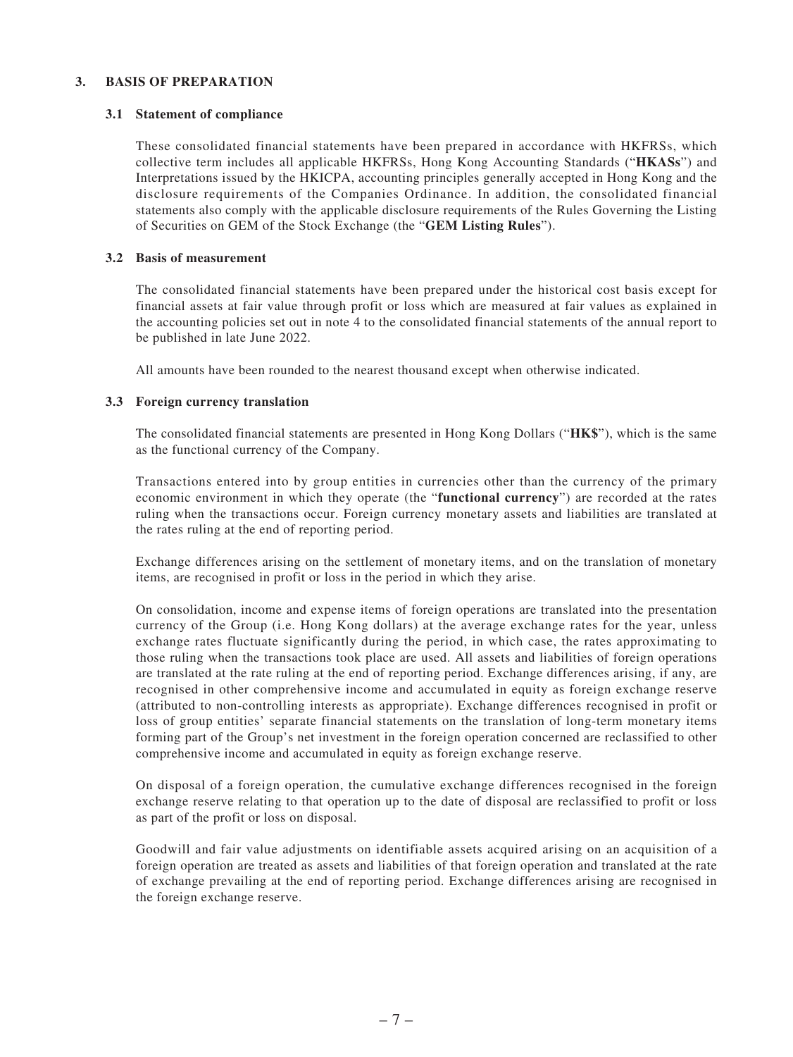## 3. BASIS OF PREPARATION

### 3.1 Statement of compliance

These consolidated financial statements have been prepared in accordance with HKFRSs, which collective term includes all applicable HKFRSs, Hong Kong Accounting Standards ("**HKASs**") and Interpretations issued by the HKICPA, accounting principles generally accepted in Hong Kong and the disclosure requirements of the Companies Ordinance. In addition, the consolidated financial statements also comply with the applicable disclosure requirements of the Rules Governing the Listing of Securities on GEM of the Stock Exchange (the "**GEM Listing Rules**").

### 3.2 Basis of measurement

The consolidated financial statements have been prepared under the historical cost basis except for financial assets at fair value through profit or loss which are measured at fair values as explained in the accounting policies set out in note 4 to the consolidated financial statements of the annual report to be published in late June 2022.

All amounts have been rounded to the nearest thousand except when otherwise indicated.

### 3.3 Foreign currency translation

The consolidated financial statements are presented in Hong Kong Dollars ("**HK$**"), which is the same as the functional currency of the Company.

Transactions entered into by group entities in currencies other than the currency of the primary economic environment in which they operate (the "**functional currency**") are recorded at the rates ruling when the transactions occur. Foreign currency monetary assets and liabilities are translated at the rates ruling at the end of reporting period.

Exchange differences arising on the settlement of monetary items, and on the translation of monetary items, are recognised in profit or loss in the period in which they arise.

On consolidation, income and expense items of foreign operations are translated into the presentation currency of the Group (i.e. Hong Kong dollars) at the average exchange rates for the year, unless exchange rates fluctuate significantly during the period, in which case, the rates approximating to those ruling when the transactions took place are used. All assets and liabilities of foreign operations are translated at the rate ruling at the end of reporting period. Exchange differences arising, if any, are recognised in other comprehensive income and accumulated in equity as foreign exchange reserve (attributed to non-controlling interests as appropriate). Exchange differences recognised in profit or loss of group entities' separate financial statements on the translation of long-term monetary items forming part of the Group's net investment in the foreign operation concerned are reclassified to other comprehensive income and accumulated in equity as foreign exchange reserve.

On disposal of a foreign operation, the cumulative exchange differences recognised in the foreign exchange reserve relating to that operation up to the date of disposal are reclassified to profit or loss as part of the profit or loss on disposal.

Goodwill and fair value adjustments on identifiable assets acquired arising on an acquisition of a foreign operation are treated as assets and liabilities of that foreign operation and translated at the rate of exchange prevailing at the end of reporting period. Exchange differences arising are recognised in the foreign exchange reserve.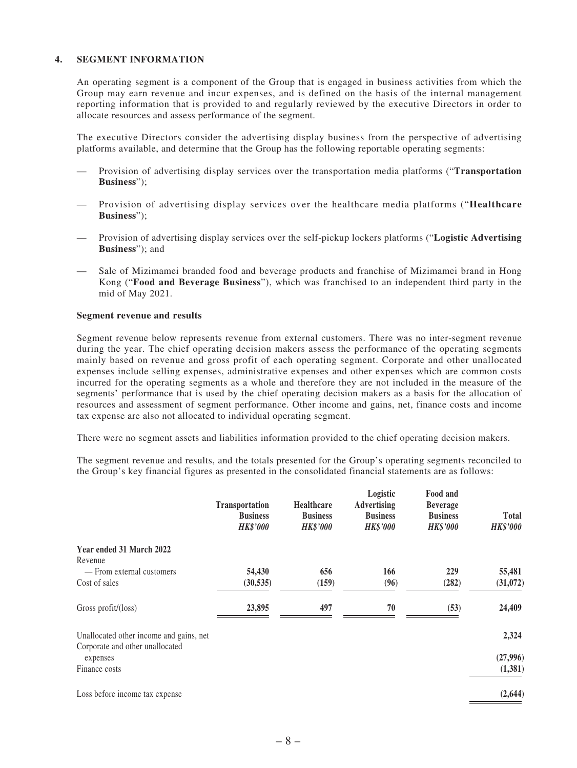### 4. SEGMENT INFORMATION

An operating segment is a component of the Group that is engaged in business activities from which the Group may earn revenue and incur expenses, and is defined on the basis of the internal management reporting information that is provided to and regularly reviewed by the executive Directors in order to allocate resources and assess performance of the segment.

The executive Directors consider the advertising display business from the perspective of advertising platforms available, and determine that the Group has the following reportable operating segments:

- Provision of advertising display services over the transportation media platforms ("**Transportation Business**");
- Provision of advertising display services over the healthcare media platforms ("**Healthcare Business**");
- Provision of advertising display services over the self-pickup lockers platforms ("**Logistic Advertising Business**"); and
- Sale of Mizimamei branded food and beverage products and franchise of Mizimamei brand in Hong Kong ("**Food and Beverage Business**"), which was franchised to an independent third party in the mid of May 2021.

**Segment revenue and results**

Segment revenue below represents revenue from external customers. There was no inter-segment revenue during the year. The chief operating decision makers assess the performance of the operating segments mainly based on revenue and gross profit of each operating segment. Corporate and other unallocated expenses include selling expenses, administrative expenses and other expenses which are common costs incurred for the operating segments as a whole and therefore they are not included in the measure of the segments' performance that is used by the chief operating decision makers as a basis for the allocation of resources and assessment of segment performance. Other income and gains, net, finance costs and income tax expense are also not allocated to individual operating segment.

There were no segment assets and liabilities information provided to the chief operating decision makers.

The segment revenue and results, and the totals presented for the Group's operating segments reconciled to the Group's key financial figures as presented in the consolidated financial statements are as follows:

| | Transportation Business *HK$'000* | Healthcare Business *HK$'000* | Logistic Advertising Business *HK$'000* | Food and Beverage Business *HK$'000* | Total *HK$'000* |
|---|---|---|---|---|---|
| **Year ended 31 March 2022** | | | | | |
| Revenue | | | | | |
| — From external customers | 54,430 | 656 | 166 | 229 | 55,481 |
| Cost of sales | (30,535) | (159) | (96) | (282) | (31,072) |
| Gross profit/(loss) | 23,895 | 497 | 70 | (53) | 24,409 |
| Unallocated other income and gains, net | | | | | 2,324 |
| Corporate and other unallocated expenses | | | | | (27,996) |
| Finance costs | | | | | (1,381) |
| Loss before income tax expense | | | | | (2,644) |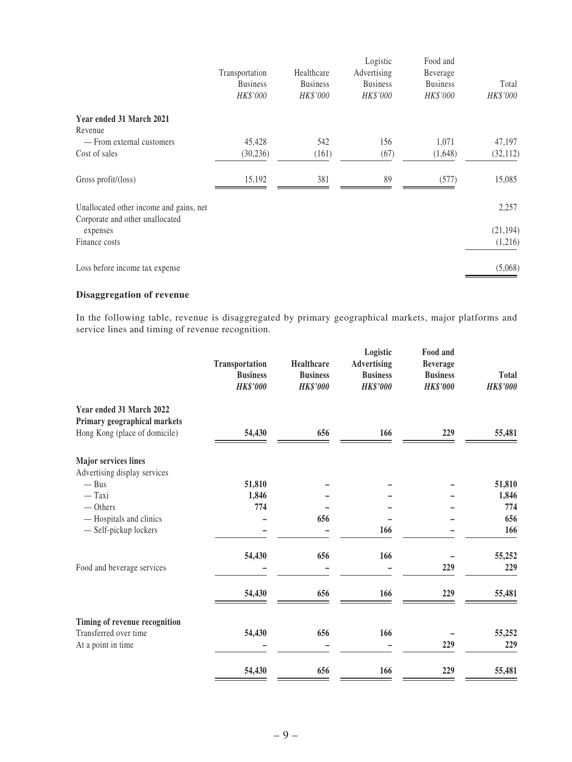| | Transportation Business *HK$'000* | Healthcare Business *HK$'000* | Logistic Advertising Business *HK$'000* | Food and Beverage Business *HK$'000* | Total *HK$'000* |
|---|---|---|---|---|---|
| **Year ended 31 March 2021** | | | | | |
| Revenue | | | | | |
| — From external customers | 45,428 | 542 | 156 | 1,071 | 47,197 |
| Cost of sales | (30,236) | (161) | (67) | (1,648) | (32,112) |
| Gross profit/(loss) | 15,192 | 381 | 89 | (577) | 15,085 |
| Unallocated other income and gains, net | | | | | 2,257 |
| Corporate and other unallocated expenses | | | | | (21,194) |
| Finance costs | | | | | (1,216) |
| Loss before income tax expense | | | | | (5,068) |

**Disaggregation of revenue**

In the following table, revenue is disaggregated by primary geographical markets, major platforms and service lines and timing of revenue recognition.

| | **Transportation Business** ***HK$'000*** | **Healthcare Business** ***HK$'000*** | **Logistic Advertising Business** ***HK$'000*** | **Food and Beverage Business** ***HK$'000*** | **Total** ***HK$'000*** |
|---|---|---|---|---|---|
| **Year ended 31 March 2022** | | | | | |
| **Primary geographical markets** | | | | | |
| Hong Kong (place of domicile) | **54,430** | **656** | **166** | **229** | **55,481** |
| **Major services lines** | | | | | |
| Advertising display services | | | | | |
| — Bus | **51,810** | **–** | **–** | **–** | **51,810** |
| — Taxi | **1,846** | **–** | **–** | **–** | **1,846** |
| — Others | **774** | **–** | **–** | **–** | **774** |
| — Hospitals and clinics | **–** | **656** | **–** | **–** | **656** |
| — Self-pickup lockers | **–** | **–** | **166** | **–** | **166** |
| | **54,430** | **656** | **166** | **–** | **55,252** |
| Food and beverage services | **–** | **–** | **–** | **229** | **229** |
| | **54,430** | **656** | **166** | **229** | **55,481** |
| **Timing of revenue recognition** | | | | | |
| Transferred over time | **54,430** | **656** | **166** | **–** | **55,252** |
| At a point in time | **–** | **–** | **–** | **229** | **229** |
| | **54,430** | **656** | **166** | **229** | **55,481** |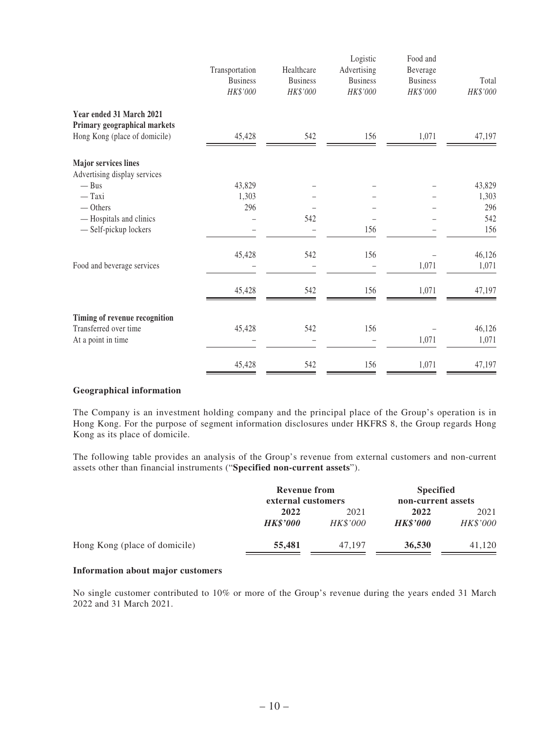| | Transportation Business | Healthcare Business | Logistic Advertising Business | Food and Beverage Business | Total |
|---|---|---|---|---|---|
| | *HK$'000* | *HK$'000* | *HK$'000* | *HK$'000* | *HK$'000* |
| **Year ended 31 March 2021** | | | | | |
| **Primary geographical markets** | | | | | |
| Hong Kong (place of domicile) | 45,428 | 542 | 156 | 1,071 | 47,197 |
| **Major services lines** | | | | | |
| Advertising display services | | | | | |
| — Bus | 43,829 | – | – | – | 43,829 |
| — Taxi | 1,303 | – | – | – | 1,303 |
| — Others | 296 | – | – | – | 296 |
| — Hospitals and clinics | – | 542 | – | – | 542 |
| — Self-pickup lockers | – | – | 156 | – | 156 |
| | 45,428 | 542 | 156 | – | 46,126 |
| Food and beverage services | – | – | – | 1,071 | 1,071 |
| | 45,428 | 542 | 156 | 1,071 | 47,197 |
| **Timing of revenue recognition** | | | | | |
| Transferred over time | 45,428 | 542 | 156 | – | 46,126 |
| At a point in time | – | – | – | 1,071 | 1,071 |
| | 45,428 | 542 | 156 | 1,071 | 47,197 |

**Geographical information**

The Company is an investment holding company and the principal place of the Group's operation is in Hong Kong. For the purpose of segment information disclosures under HKFRS 8, the Group regards Hong Kong as its place of domicile.

The following table provides an analysis of the Group's revenue from external customers and non-current assets other than financial instruments ("**Specified non-current assets**").

| | **Revenue from external customers** | | **Specified non-current assets** | |
|---|---|---|---|---|
| | **2022** | 2021 | **2022** | 2021 |
| | ***HK$'000*** | *HK$'000* | ***HK$'000*** | *HK$'000* |
| Hong Kong (place of domicile) | **55,481** | 47,197 | **36,530** | 41,120 |

**Information about major customers**

No single customer contributed to 10% or more of the Group's revenue during the years ended 31 March 2022 and 31 March 2021.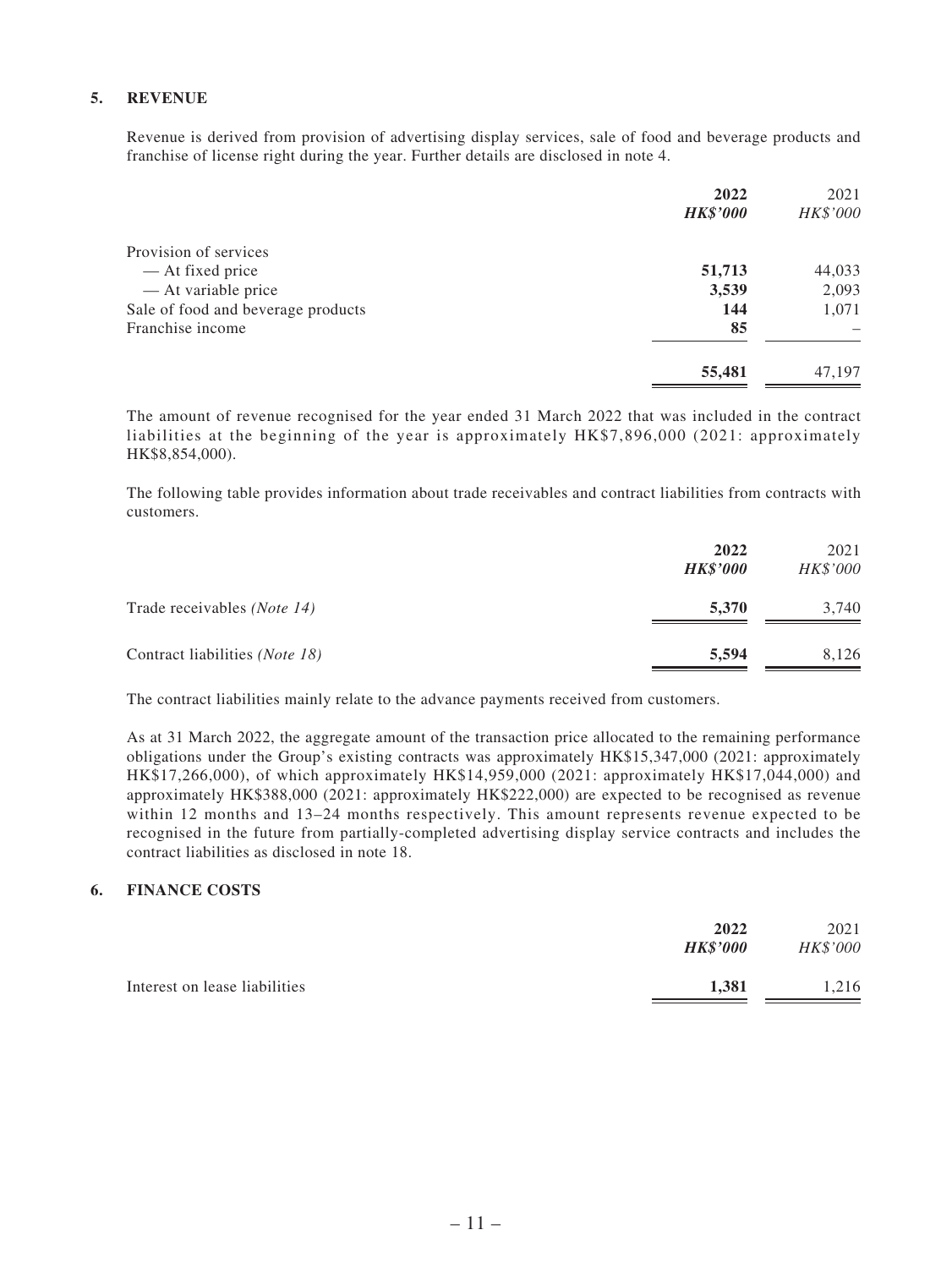## 5. REVENUE

Revenue is derived from provision of advertising display services, sale of food and beverage products and franchise of license right during the year. Further details are disclosed in note 4.

| | **2022** | 2021 |
|---|---|---|
| | ***HK$'000*** | *HK$'000* |
| Provision of services | | |
| — At fixed price | **51,713** | 44,033 |
| — At variable price | **3,539** | 2,093 |
| Sale of food and beverage products | **144** | 1,071 |
| Franchise income | **85** | – |
| | **55,481** | 47,197 |

The amount of revenue recognised for the year ended 31 March 2022 that was included in the contract liabilities at the beginning of the year is approximately HK$7,896,000 (2021: approximately HK$8,854,000).

The following table provides information about trade receivables and contract liabilities from contracts with customers.

| | **2022** | 2021 |
|---|---|---|
| | ***HK$'000*** | *HK$'000* |
| Trade receivables *(Note 14)* | **5,370** | 3,740 |
| Contract liabilities *(Note 18)* | **5,594** | 8,126 |

The contract liabilities mainly relate to the advance payments received from customers.

As at 31 March 2022, the aggregate amount of the transaction price allocated to the remaining performance obligations under the Group's existing contracts was approximately HK$15,347,000 (2021: approximately HK$17,266,000), of which approximately HK$14,959,000 (2021: approximately HK$17,044,000) and approximately HK$388,000 (2021: approximately HK$222,000) are expected to be recognised as revenue within 12 months and 13–24 months respectively. This amount represents revenue expected to be recognised in the future from partially-completed advertising display service contracts and includes the contract liabilities as disclosed in note 18.

## 6. FINANCE COSTS

| | **2022** | 2021 |
|---|---|---|
| | ***HK$'000*** | *HK$'000* |
| Interest on lease liabilities | **1,381** | 1,216 |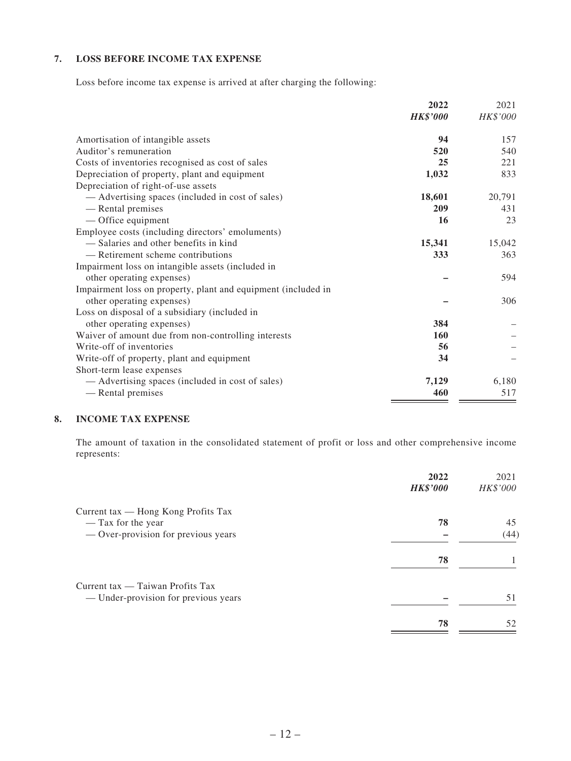## 7. LOSS BEFORE INCOME TAX EXPENSE

Loss before income tax expense is arrived at after charging the following:

| | **2022** | 2021 |
|---|---|---|
| | ***HK$'000*** | *HK$'000* |
| Amortisation of intangible assets | **94** | 157 |
| Auditor's remuneration | **520** | 540 |
| Costs of inventories recognised as cost of sales | **25** | 221 |
| Depreciation of property, plant and equipment | **1,032** | 833 |
| Depreciation of right-of-use assets | | |
| — Advertising spaces (included in cost of sales) | **18,601** | 20,791 |
| — Rental premises | **209** | 431 |
| — Office equipment | **16** | 23 |
| Employee costs (including directors' emoluments) | | |
| — Salaries and other benefits in kind | **15,341** | 15,042 |
| — Retirement scheme contributions | **333** | 363 |
| Impairment loss on intangible assets (included in other operating expenses) | **–** | 594 |
| Impairment loss on property, plant and equipment (included in other operating expenses) | **–** | 306 |
| Loss on disposal of a subsidiary (included in other operating expenses) | **384** | – |
| Waiver of amount due from non-controlling interests | **160** | – |
| Write-off of inventories | **56** | – |
| Write-off of property, plant and equipment | **34** | – |
| Short-term lease expenses | | |
| — Advertising spaces (included in cost of sales) | **7,129** | 6,180 |
| — Rental premises | **460** | 517 |

## 8. INCOME TAX EXPENSE

The amount of taxation in the consolidated statement of profit or loss and other comprehensive income represents:

| | **2022** | 2021 |
|---|---|---|
| | ***HK$'000*** | *HK$'000* |
| Current tax — Hong Kong Profits Tax | | |
| — Tax for the year | **78** | 45 |
| — Over-provision for previous years | **–** | (44) |
| | **78** | 1 |
| Current tax — Taiwan Profits Tax | | |
| — Under-provision for previous years | **–** | 51 |
| | **78** | 52 |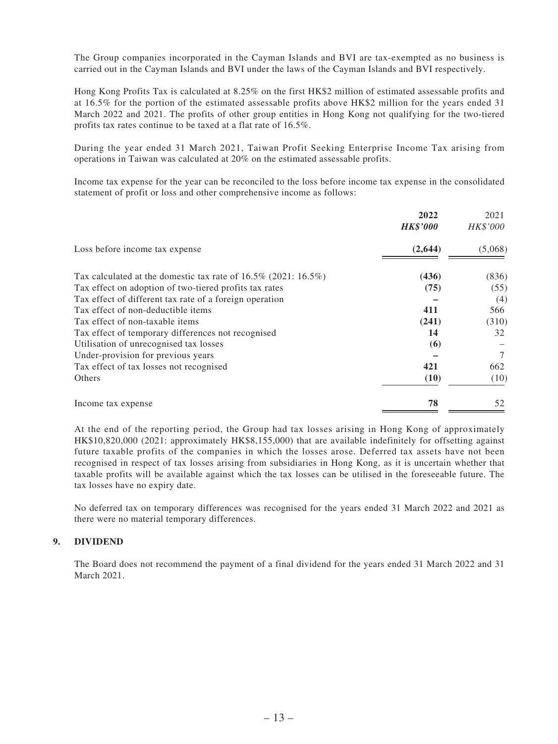The Group companies incorporated in the Cayman Islands and BVI are tax-exempted as no business is carried out in the Cayman Islands and BVI under the laws of the Cayman Islands and BVI respectively.

Hong Kong Profits Tax is calculated at 8.25% on the first HK$2 million of estimated assessable profits and at 16.5% for the portion of the estimated assessable profits above HK$2 million for the years ended 31 March 2022 and 2021. The profits of other group entities in Hong Kong not qualifying for the two-tiered profits tax rates continue to be taxed at a flat rate of 16.5%.

During the year ended 31 March 2021, Taiwan Profit Seeking Enterprise Income Tax arising from operations in Taiwan was calculated at 20% on the estimated assessable profits.

Income tax expense for the year can be reconciled to the loss before income tax expense in the consolidated statement of profit or loss and other comprehensive income as follows:

| | **2022** | 2021 |
|---|---|---|
| | ***HK$'000*** | *HK$'000* |
| Loss before income tax expense | **(2,644)** | (5,068) |
| Tax calculated at the domestic tax rate of 16.5% (2021: 16.5%) | **(436)** | (836) |
| Tax effect on adoption of two-tiered profits tax rates | **(75)** | (55) |
| Tax effect of different tax rate of a foreign operation | **–** | (4) |
| Tax effect of non-deductible items | **411** | 566 |
| Tax effect of non-taxable items | **(241)** | (310) |
| Tax effect of temporary differences not recognised | **14** | 32 |
| Utilisation of unrecognised tax losses | **(6)** | – |
| Under-provision for previous years | **–** | 7 |
| Tax effect of tax losses not recognised | **421** | 662 |
| Others | **(10)** | (10) |
| Income tax expense | **78** | 52 |

At the end of the reporting period, the Group had tax losses arising in Hong Kong of approximately HK$10,820,000 (2021: approximately HK$8,155,000) that are available indefinitely for offsetting against future taxable profits of the companies in which the losses arose. Deferred tax assets have not been recognised in respect of tax losses arising from subsidiaries in Hong Kong, as it is uncertain whether that taxable profits will be available against which the tax losses can be utilised in the foreseeable future. The tax losses have no expiry date.

No deferred tax on temporary differences was recognised for the years ended 31 March 2022 and 2021 as there were no material temporary differences.

## 9. DIVIDEND

The Board does not recommend the payment of a final dividend for the years ended 31 March 2022 and 31 March 2021.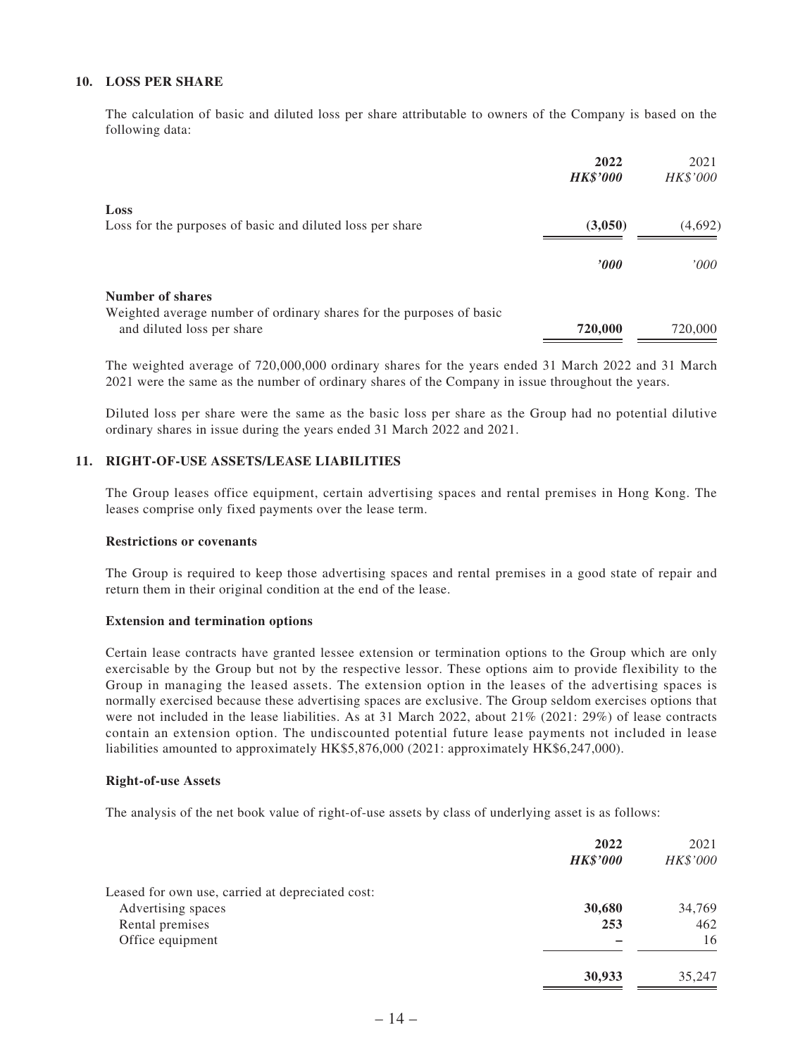## 10. LOSS PER SHARE

The calculation of basic and diluted loss per share attributable to owners of the Company is based on the following data:

| | 2022 | 2021 |
|---|---|---|
| | ***HK$'000*** | *HK$'000* |
| **Loss** | | |
| Loss for the purposes of basic and diluted loss per share | **(3,050)** | (4,692) |
| | ***'000*** | *'000* |
| **Number of shares** | | |
| Weighted average number of ordinary shares for the purposes of basic and diluted loss per share | **720,000** | 720,000 |

The weighted average of 720,000,000 ordinary shares for the years ended 31 March 2022 and 31 March 2021 were the same as the number of ordinary shares of the Company in issue throughout the years.

Diluted loss per share were the same as the basic loss per share as the Group had no potential dilutive ordinary shares in issue during the years ended 31 March 2022 and 2021.

## 11. RIGHT-OF-USE ASSETS/LEASE LIABILITIES

The Group leases office equipment, certain advertising spaces and rental premises in Hong Kong. The leases comprise only fixed payments over the lease term.

### Restrictions or covenants

The Group is required to keep those advertising spaces and rental premises in a good state of repair and return them in their original condition at the end of the lease.

### Extension and termination options

Certain lease contracts have granted lessee extension or termination options to the Group which are only exercisable by the Group but not by the respective lessor. These options aim to provide flexibility to the Group in managing the leased assets. The extension option in the leases of the advertising spaces is normally exercised because these advertising spaces are exclusive. The Group seldom exercises options that were not included in the lease liabilities. As at 31 March 2022, about 21% (2021: 29%) of lease contracts contain an extension option. The undiscounted potential future lease payments not included in lease liabilities amounted to approximately HK$5,876,000 (2021: approximately HK$6,247,000).

### Right-of-use Assets

The analysis of the net book value of right-of-use assets by class of underlying asset is as follows:

| | 2022 | 2021 |
|---|---|---|
| | ***HK$'000*** | *HK$'000* |
| Leased for own use, carried at depreciated cost: | | |
| Advertising spaces | **30,680** | 34,769 |
| Rental premises | **253** | 462 |
| Office equipment | **–** | 16 |
| | **30,933** | 35,247 |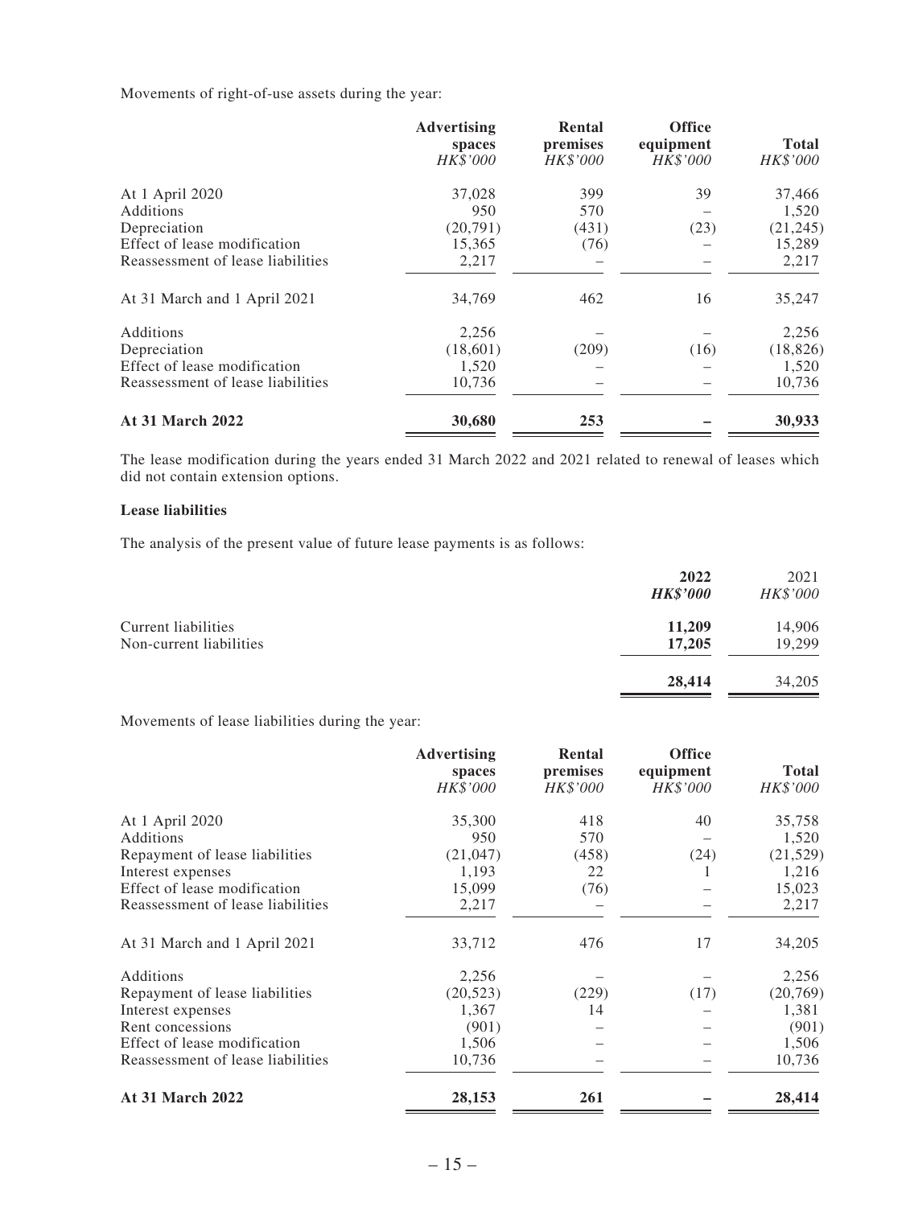Movements of right-of-use assets during the year:

| | Advertising spaces<br>*HK$'000* | Rental premises<br>*HK$'000* | Office equipment<br>*HK$'000* | Total<br>*HK$'000* |
|---|---|---|---|---|
| At 1 April 2020 | 37,028 | 399 | 39 | 37,466 |
| Additions | 950 | 570 | – | 1,520 |
| Depreciation | (20,791) | (431) | (23) | (21,245) |
| Effect of lease modification | 15,365 | (76) | – | 15,289 |
| Reassessment of lease liabilities | 2,217 | – | – | 2,217 |
| At 31 March and 1 April 2021 | 34,769 | 462 | 16 | 35,247 |
| Additions | 2,256 | – | – | 2,256 |
| Depreciation | (18,601) | (209) | (16) | (18,826) |
| Effect of lease modification | 1,520 | – | – | 1,520 |
| Reassessment of lease liabilities | 10,736 | – | – | 10,736 |
| **At 31 March 2022** | **30,680** | **253** | **–** | **30,933** |

The lease modification during the years ended 31 March 2022 and 2021 related to renewal of leases which did not contain extension options.

**Lease liabilities**

The analysis of the present value of future lease payments is as follows:

| | **2022**<br>***HK$'000*** | 2021<br>*HK$'000* |
|---|---|---|
| Current liabilities | **11,209** | 14,906 |
| Non-current liabilities | **17,205** | 19,299 |
| | **28,414** | 34,205 |

Movements of lease liabilities during the year:

| | Advertising spaces<br>*HK$'000* | Rental premises<br>*HK$'000* | Office equipment<br>*HK$'000* | Total<br>*HK$'000* |
|---|---|---|---|---|
| At 1 April 2020 | 35,300 | 418 | 40 | 35,758 |
| Additions | 950 | 570 | – | 1,520 |
| Repayment of lease liabilities | (21,047) | (458) | (24) | (21,529) |
| Interest expenses | 1,193 | 22 | 1 | 1,216 |
| Effect of lease modification | 15,099 | (76) | – | 15,023 |
| Reassessment of lease liabilities | 2,217 | – | – | 2,217 |
| At 31 March and 1 April 2021 | 33,712 | 476 | 17 | 34,205 |
| Additions | 2,256 | – | – | 2,256 |
| Repayment of lease liabilities | (20,523) | (229) | (17) | (20,769) |
| Interest expenses | 1,367 | 14 | – | 1,381 |
| Rent concessions | (901) | – | – | (901) |
| Effect of lease modification | 1,506 | – | – | 1,506 |
| Reassessment of lease liabilities | 10,736 | – | – | 10,736 |
| **At 31 March 2022** | **28,153** | **261** | **–** | **28,414** |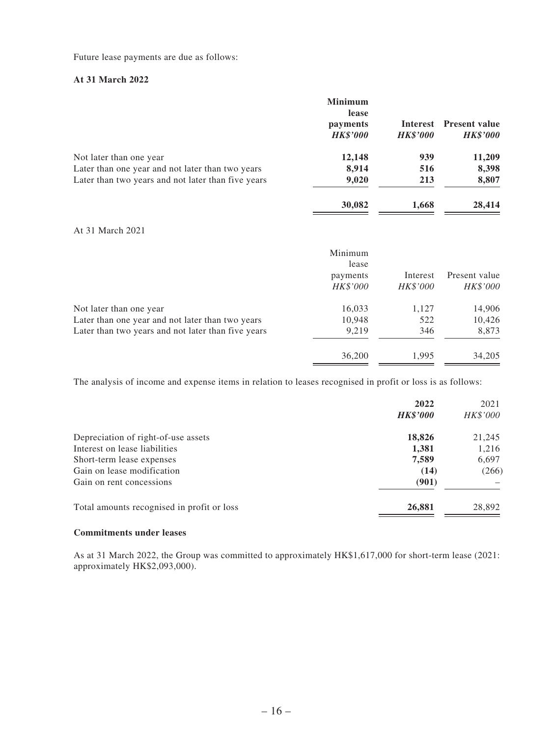Future lease payments are due as follows:

**At 31 March 2022**

| | **Minimum lease payments** | **Interest** | **Present value** |
|---|---|---|---|
| | ***HK$'000*** | ***HK$'000*** | ***HK$'000*** |
| Not later than one year | **12,148** | **939** | **11,209** |
| Later than one year and not later than two years | **8,914** | **516** | **8,398** |
| Later than two years and not later than five years | **9,020** | **213** | **8,807** |
| | **30,082** | **1,668** | **28,414** |

At 31 March 2021

| | Minimum lease payments | Interest | Present value |
|---|---|---|---|
| | *HK$'000* | *HK$'000* | *HK$'000* |
| Not later than one year | 16,033 | 1,127 | 14,906 |
| Later than one year and not later than two years | 10,948 | 522 | 10,426 |
| Later than two years and not later than five years | 9,219 | 346 | 8,873 |
| | 36,200 | 1,995 | 34,205 |

The analysis of income and expense items in relation to leases recognised in profit or loss is as follows:

| | **2022** | 2021 |
|---|---|---|
| | ***HK$'000*** | *HK$'000* |
| Depreciation of right-of-use assets | **18,826** | 21,245 |
| Interest on lease liabilities | **1,381** | 1,216 |
| Short-term lease expenses | **7,589** | 6,697 |
| Gain on lease modification | **(14)** | (266) |
| Gain on rent concessions | **(901)** | – |
| Total amounts recognised in profit or loss | **26,881** | 28,892 |

**Commitments under leases**

As at 31 March 2022, the Group was committed to approximately HK$1,617,000 for short-term lease (2021: approximately HK$2,093,000).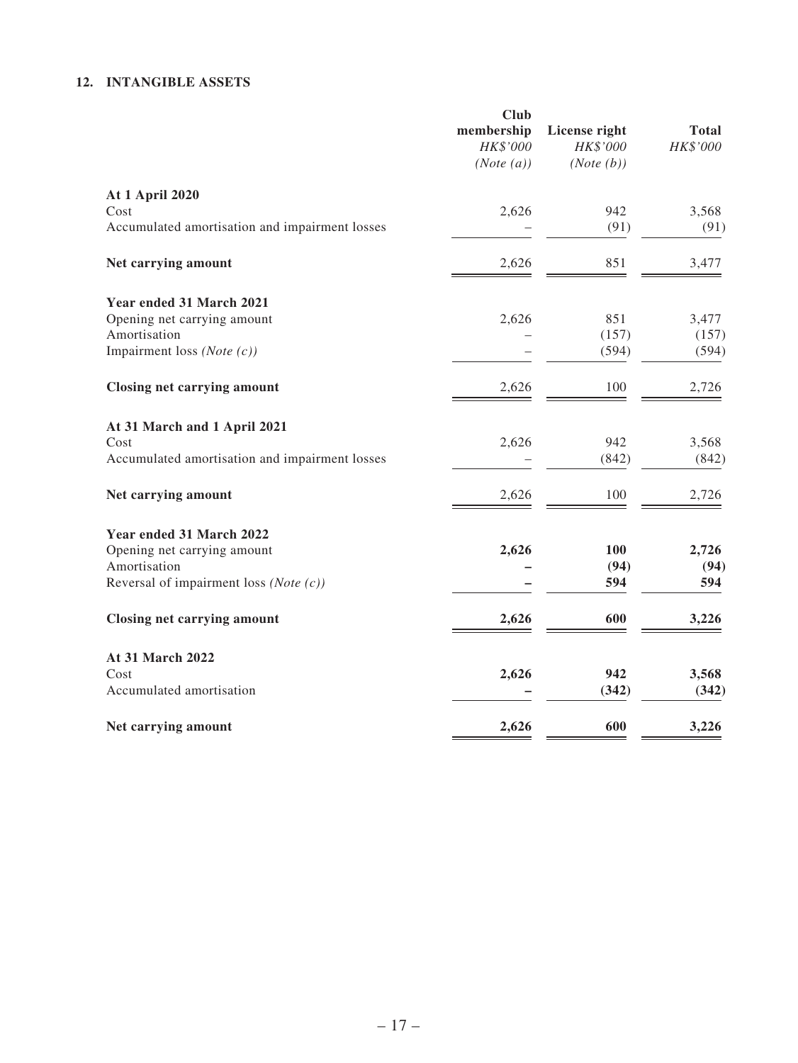## 12. INTANGIBLE ASSETS

| | Club membership HK$'000 (Note (a)) | License right HK$'000 (Note (b)) | Total HK$'000 |
|---|---|---|---|
| **At 1 April 2020** | | | |
| Cost | 2,626 | 942 | 3,568 |
| Accumulated amortisation and impairment losses | – | (91) | (91) |
| **Net carrying amount** | 2,626 | 851 | 3,477 |
| **Year ended 31 March 2021** | | | |
| Opening net carrying amount | 2,626 | 851 | 3,477 |
| Amortisation | – | (157) | (157) |
| Impairment loss *(Note (c))* | – | (594) | (594) |
| **Closing net carrying amount** | 2,626 | 100 | 2,726 |
| **At 31 March and 1 April 2021** | | | |
| Cost | 2,626 | 942 | 3,568 |
| Accumulated amortisation and impairment losses | – | (842) | (842) |
| **Net carrying amount** | 2,626 | 100 | 2,726 |
| **Year ended 31 March 2022** | | | |
| Opening net carrying amount | **2,626** | **100** | **2,726** |
| Amortisation | **–** | **(94)** | **(94)** |
| Reversal of impairment loss *(Note (c))* | **–** | **594** | **594** |
| **Closing net carrying amount** | **2,626** | **600** | **3,226** |
| **At 31 March 2022** | | | |
| Cost | **2,626** | **942** | **3,568** |
| Accumulated amortisation | **–** | **(342)** | **(342)** |
| **Net carrying amount** | **2,626** | **600** | **3,226** |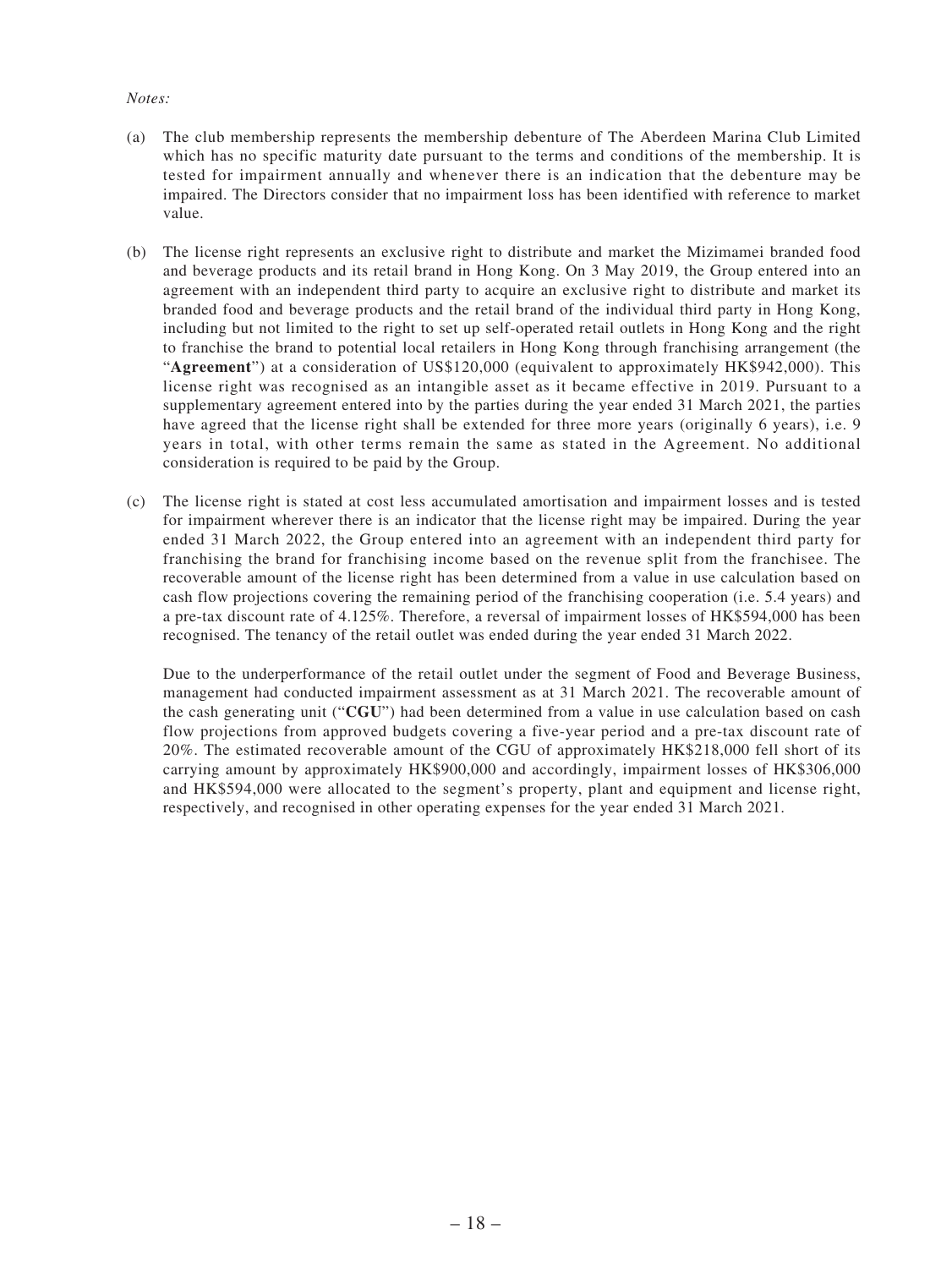*Notes:*

(a) The club membership represents the membership debenture of The Aberdeen Marina Club Limited which has no specific maturity date pursuant to the terms and conditions of the membership. It is tested for impairment annually and whenever there is an indication that the debenture may be impaired. The Directors consider that no impairment loss has been identified with reference to market value.

(b) The license right represents an exclusive right to distribute and market the Mizimamei branded food and beverage products and its retail brand in Hong Kong. On 3 May 2019, the Group entered into an agreement with an independent third party to acquire an exclusive right to distribute and market its branded food and beverage products and the retail brand of the individual third party in Hong Kong, including but not limited to the right to set up self-operated retail outlets in Hong Kong and the right to franchise the brand to potential local retailers in Hong Kong through franchising arrangement (the "**Agreement**") at a consideration of US$120,000 (equivalent to approximately HK$942,000). This license right was recognised as an intangible asset as it became effective in 2019. Pursuant to a supplementary agreement entered into by the parties during the year ended 31 March 2021, the parties have agreed that the license right shall be extended for three more years (originally 6 years), i.e. 9 years in total, with other terms remain the same as stated in the Agreement. No additional consideration is required to be paid by the Group.

(c) The license right is stated at cost less accumulated amortisation and impairment losses and is tested for impairment wherever there is an indicator that the license right may be impaired. During the year ended 31 March 2022, the Group entered into an agreement with an independent third party for franchising the brand for franchising income based on the revenue split from the franchisee. The recoverable amount of the license right has been determined from a value in use calculation based on cash flow projections covering the remaining period of the franchising cooperation (i.e. 5.4 years) and a pre-tax discount rate of 4.125%. Therefore, a reversal of impairment losses of HK$594,000 has been recognised. The tenancy of the retail outlet was ended during the year ended 31 March 2022.

    Due to the underperformance of the retail outlet under the segment of Food and Beverage Business, management had conducted impairment assessment as at 31 March 2021. The recoverable amount of the cash generating unit ("**CGU**") had been determined from a value in use calculation based on cash flow projections from approved budgets covering a five-year period and a pre-tax discount rate of 20%. The estimated recoverable amount of the CGU of approximately HK$218,000 fell short of its carrying amount by approximately HK$900,000 and accordingly, impairment losses of HK$306,000 and HK$594,000 were allocated to the segment's property, plant and equipment and license right, respectively, and recognised in other operating expenses for the year ended 31 March 2021.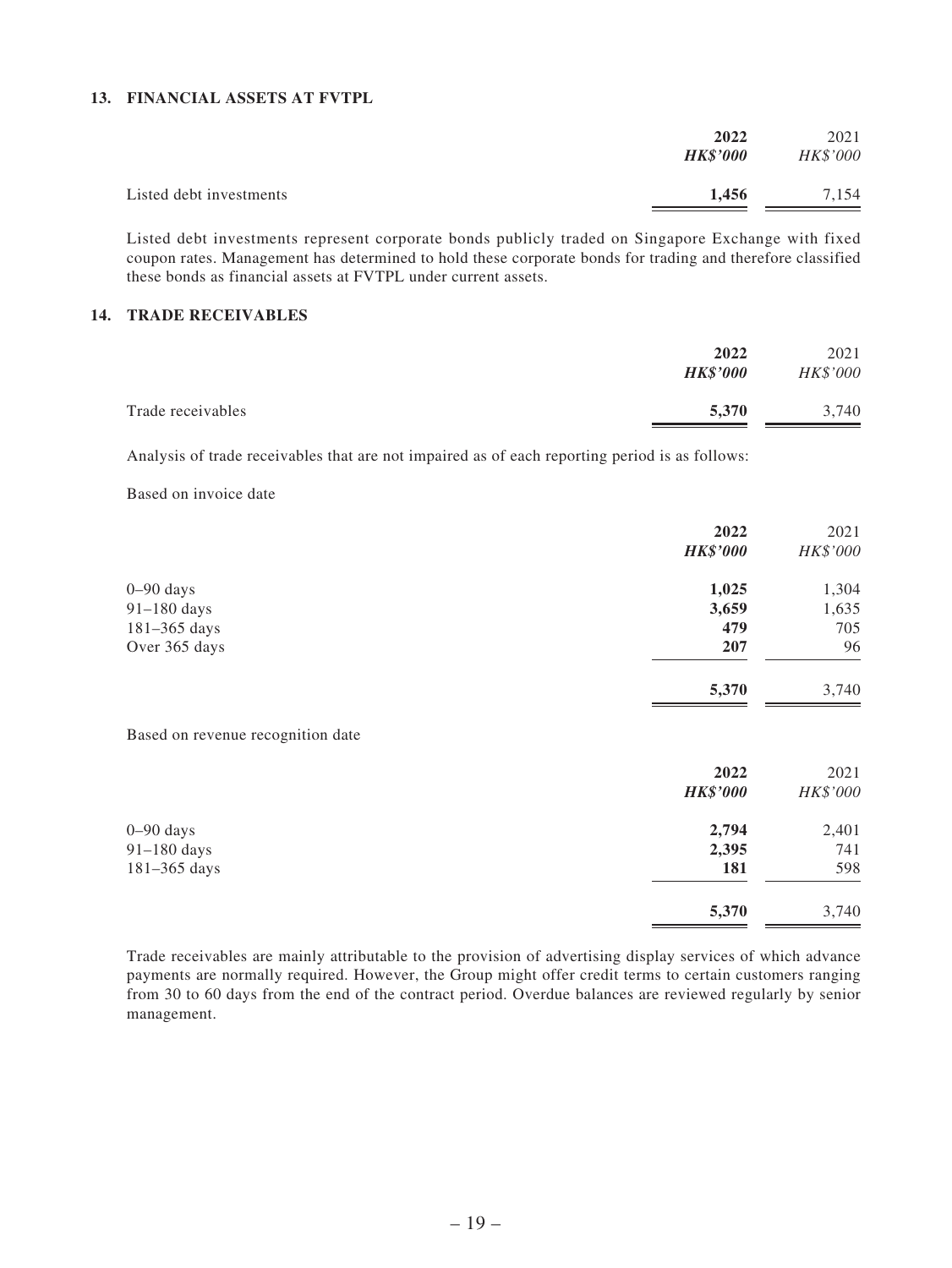## 13. FINANCIAL ASSETS AT FVTPL

| | **2022** | 2021 |
|---|---|---|
| | ***HK$'000*** | *HK$'000* |
| Listed debt investments | **1,456** | 7,154 |

Listed debt investments represent corporate bonds publicly traded on Singapore Exchange with fixed coupon rates. Management has determined to hold these corporate bonds for trading and therefore classified these bonds as financial assets at FVTPL under current assets.

## 14. TRADE RECEIVABLES

| | **2022** | 2021 |
|---|---|---|
| | ***HK$'000*** | *HK$'000* |
| Trade receivables | **5,370** | 3,740 |

Analysis of trade receivables that are not impaired as of each reporting period is as follows:

Based on invoice date

| | **2022** | 2021 |
|---|---|---|
| | ***HK$'000*** | *HK$'000* |
| 0–90 days | **1,025** | 1,304 |
| 91–180 days | **3,659** | 1,635 |
| 181–365 days | **479** | 705 |
| Over 365 days | **207** | 96 |
| | **5,370** | 3,740 |

Based on revenue recognition date

| | **2022** | 2021 |
|---|---|---|
| | ***HK$'000*** | *HK$'000* |
| 0–90 days | **2,794** | 2,401 |
| 91–180 days | **2,395** | 741 |
| 181–365 days | **181** | 598 |
| | **5,370** | 3,740 |

Trade receivables are mainly attributable to the provision of advertising display services of which advance payments are normally required. However, the Group might offer credit terms to certain customers ranging from 30 to 60 days from the end of the contract period. Overdue balances are reviewed regularly by senior management.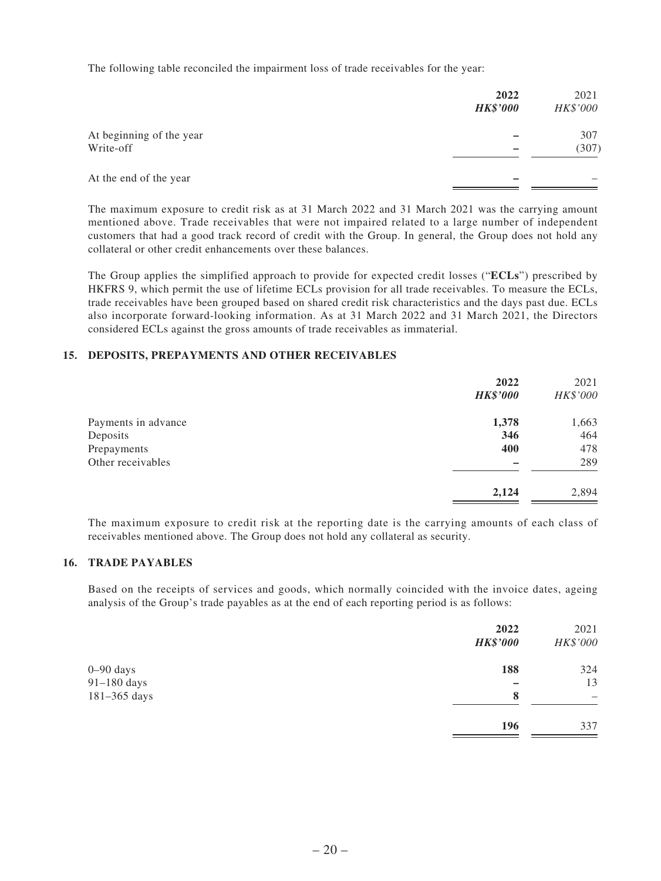The following table reconciled the impairment loss of trade receivables for the year:

| | **2022** | 2021 |
|---|---|---|
| | ***HK$'000*** | *HK$'000* |
| At beginning of the year | **–** | 307 |
| Write-off | **–** | (307) |
| At the end of the year | **–** | – |

The maximum exposure to credit risk as at 31 March 2022 and 31 March 2021 was the carrying amount mentioned above. Trade receivables that were not impaired related to a large number of independent customers that had a good track record of credit with the Group. In general, the Group does not hold any collateral or other credit enhancements over these balances.

The Group applies the simplified approach to provide for expected credit losses ("**ECLs**") prescribed by HKFRS 9, which permit the use of lifetime ECLs provision for all trade receivables. To measure the ECLs, trade receivables have been grouped based on shared credit risk characteristics and the days past due. ECLs also incorporate forward-looking information. As at 31 March 2022 and 31 March 2021, the Directors considered ECLs against the gross amounts of trade receivables as immaterial.

## 15. DEPOSITS, PREPAYMENTS AND OTHER RECEIVABLES

| | **2022** | 2021 |
|---|---|---|
| | ***HK$'000*** | *HK$'000* |
| Payments in advance | **1,378** | 1,663 |
| Deposits | **346** | 464 |
| Prepayments | **400** | 478 |
| Other receivables | **–** | 289 |
| | **2,124** | 2,894 |

The maximum exposure to credit risk at the reporting date is the carrying amounts of each class of receivables mentioned above. The Group does not hold any collateral as security.

## 16. TRADE PAYABLES

Based on the receipts of services and goods, which normally coincided with the invoice dates, ageing analysis of the Group's trade payables as at the end of each reporting period is as follows:

| | **2022** | 2021 |
|---|---|---|
| | ***HK$'000*** | *HK$'000* |
| 0–90 days | **188** | 324 |
| 91–180 days | **–** | 13 |
| 181–365 days | **8** | – |
| | **196** | 337 |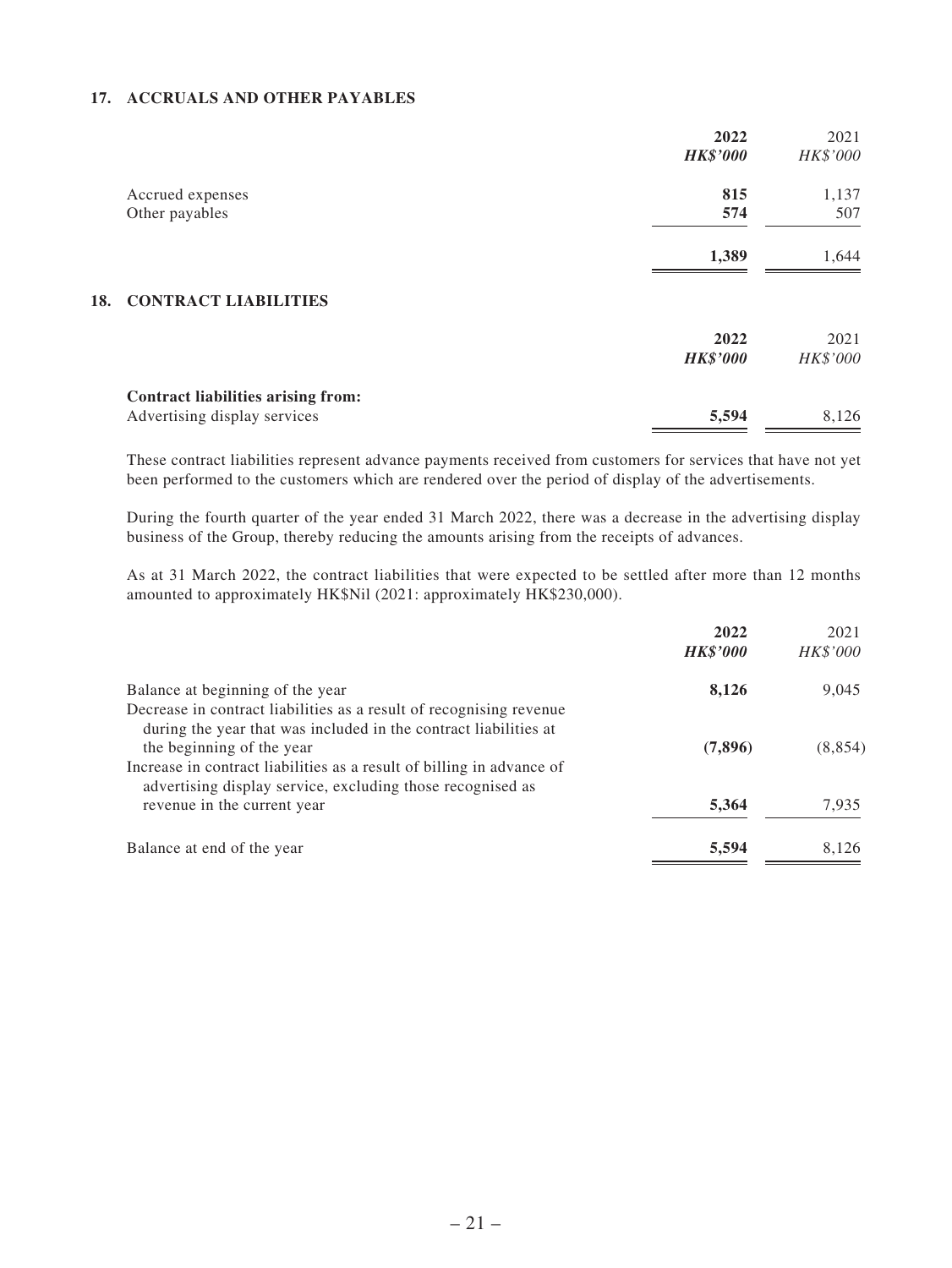## 17. ACCRUALS AND OTHER PAYABLES

| | **2022** | 2021 |
|---|---|---|
| | ***HK$'000*** | *HK$'000* |
| Accrued expenses | **815** | 1,137 |
| Other payables | **574** | 507 |
| | **1,389** | 1,644 |

## 18. CONTRACT LIABILITIES

| | **2022** | 2021 |
|---|---|---|
| | ***HK$'000*** | *HK$'000* |
| **Contract liabilities arising from:** | | |
| Advertising display services | **5,594** | 8,126 |

These contract liabilities represent advance payments received from customers for services that have not yet been performed to the customers which are rendered over the period of display of the advertisements.

During the fourth quarter of the year ended 31 March 2022, there was a decrease in the advertising display business of the Group, thereby reducing the amounts arising from the receipts of advances.

As at 31 March 2022, the contract liabilities that were expected to be settled after more than 12 months amounted to approximately HK$Nil (2021: approximately HK$230,000).

| | **2022** | 2021 |
|---|---|---|
| | ***HK$'000*** | *HK$'000* |
| Balance at beginning of the year | **8,126** | 9,045 |
| Decrease in contract liabilities as a result of recognising revenue during the year that was included in the contract liabilities at the beginning of the year | **(7,896)** | (8,854) |
| Increase in contract liabilities as a result of billing in advance of advertising display service, excluding those recognised as revenue in the current year | **5,364** | 7,935 |
| Balance at end of the year | **5,594** | 8,126 |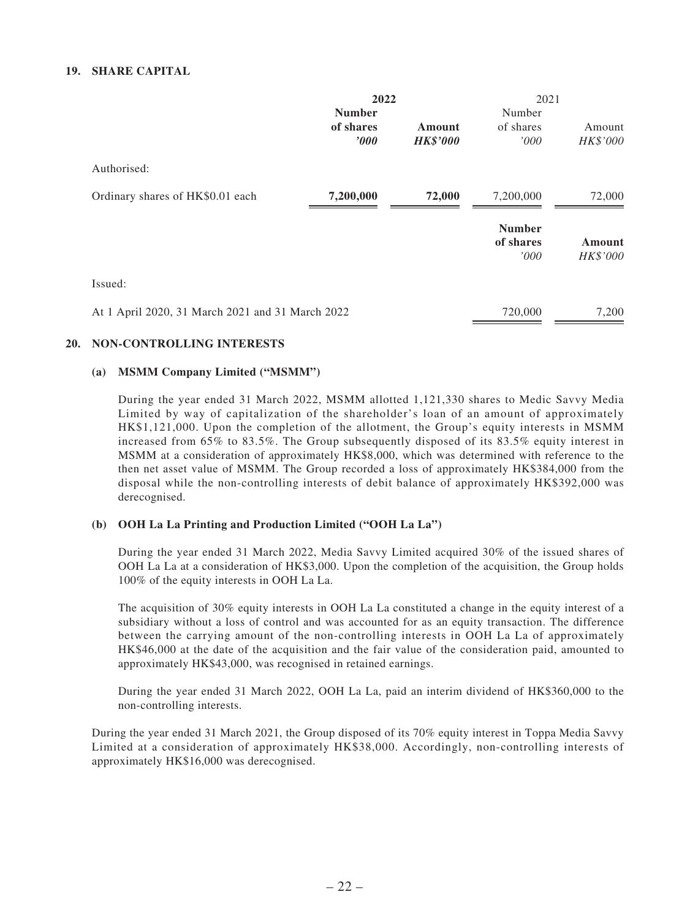## 19. SHARE CAPITAL

| | 2022 | | 2021 | |
|---|---|---|---|---|
| | **Number of shares** | **Amount** | Number of shares | Amount |
| | ***'000*** | ***HK$'000*** | *'000* | *HK$'000* |
| Authorised: | | | | |
| Ordinary shares of HK$0.01 each | **7,200,000** | **72,000** | 7,200,000 | 72,000 |

| | **Number of shares** | **Amount** |
|---|---|---|
| | *'000* | *HK$'000* |
| Issued: | | |
| At 1 April 2020, 31 March 2021 and 31 March 2022 | 720,000 | 7,200 |

## 20. NON-CONTROLLING INTERESTS

### (a) MSMM Company Limited ("MSMM")

During the year ended 31 March 2022, MSMM allotted 1,121,330 shares to Medic Savvy Media Limited by way of capitalization of the shareholder's loan of an amount of approximately HK$1,121,000. Upon the completion of the allotment, the Group's equity interests in MSMM increased from 65% to 83.5%. The Group subsequently disposed of its 83.5% equity interest in MSMM at a consideration of approximately HK$8,000, which was determined with reference to the then net asset value of MSMM. The Group recorded a loss of approximately HK$384,000 from the disposal while the non-controlling interests of debit balance of approximately HK$392,000 was derecognised.

### (b) OOH La La Printing and Production Limited ("OOH La La")

During the year ended 31 March 2022, Media Savvy Limited acquired 30% of the issued shares of OOH La La at a consideration of HK$3,000. Upon the completion of the acquisition, the Group holds 100% of the equity interests in OOH La La.

The acquisition of 30% equity interests in OOH La La constituted a change in the equity interest of a subsidiary without a loss of control and was accounted for as an equity transaction. The difference between the carrying amount of the non-controlling interests in OOH La La of approximately HK$46,000 at the date of the acquisition and the fair value of the consideration paid, amounted to approximately HK$43,000, was recognised in retained earnings.

During the year ended 31 March 2022, OOH La La, paid an interim dividend of HK$360,000 to the non-controlling interests.

During the year ended 31 March 2021, the Group disposed of its 70% equity interest in Toppa Media Savvy Limited at a consideration of approximately HK$38,000. Accordingly, non-controlling interests of approximately HK$16,000 was derecognised.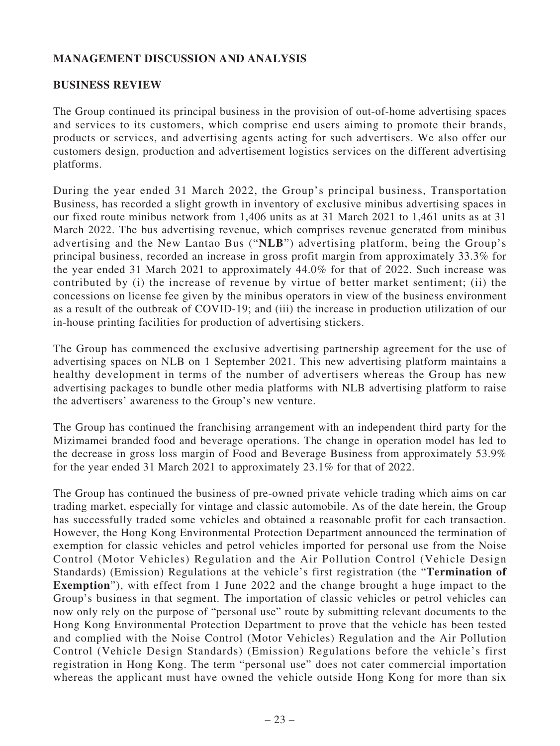## MANAGEMENT DISCUSSION AND ANALYSIS

### BUSINESS REVIEW

The Group continued its principal business in the provision of out-of-home advertising spaces and services to its customers, which comprise end users aiming to promote their brands, products or services, and advertising agents acting for such advertisers. We also offer our customers design, production and advertisement logistics services on the different advertising platforms.

During the year ended 31 March 2022, the Group's principal business, Transportation Business, has recorded a slight growth in inventory of exclusive minibus advertising spaces in our fixed route minibus network from 1,406 units as at 31 March 2021 to 1,461 units as at 31 March 2022. The bus advertising revenue, which comprises revenue generated from minibus advertising and the New Lantao Bus ("**NLB**") advertising platform, being the Group's principal business, recorded an increase in gross profit margin from approximately 33.3% for the year ended 31 March 2021 to approximately 44.0% for that of 2022. Such increase was contributed by (i) the increase of revenue by virtue of better market sentiment; (ii) the concessions on license fee given by the minibus operators in view of the business environment as a result of the outbreak of COVID-19; and (iii) the increase in production utilization of our in-house printing facilities for production of advertising stickers.

The Group has commenced the exclusive advertising partnership agreement for the use of advertising spaces on NLB on 1 September 2021. This new advertising platform maintains a healthy development in terms of the number of advertisers whereas the Group has new advertising packages to bundle other media platforms with NLB advertising platform to raise the advertisers' awareness to the Group's new venture.

The Group has continued the franchising arrangement with an independent third party for the Mizimamei branded food and beverage operations. The change in operation model has led to the decrease in gross loss margin of Food and Beverage Business from approximately 53.9% for the year ended 31 March 2021 to approximately 23.1% for that of 2022.

The Group has continued the business of pre-owned private vehicle trading which aims on car trading market, especially for vintage and classic automobile. As of the date herein, the Group has successfully traded some vehicles and obtained a reasonable profit for each transaction. However, the Hong Kong Environmental Protection Department announced the termination of exemption for classic vehicles and petrol vehicles imported for personal use from the Noise Control (Motor Vehicles) Regulation and the Air Pollution Control (Vehicle Design Standards) (Emission) Regulations at the vehicle's first registration (the "**Termination of Exemption**"), with effect from 1 June 2022 and the change brought a huge impact to the Group's business in that segment. The importation of classic vehicles or petrol vehicles can now only rely on the purpose of "personal use" route by submitting relevant documents to the Hong Kong Environmental Protection Department to prove that the vehicle has been tested and complied with the Noise Control (Motor Vehicles) Regulation and the Air Pollution Control (Vehicle Design Standards) (Emission) Regulations before the vehicle's first registration in Hong Kong. The term "personal use" does not cater commercial importation whereas the applicant must have owned the vehicle outside Hong Kong for more than six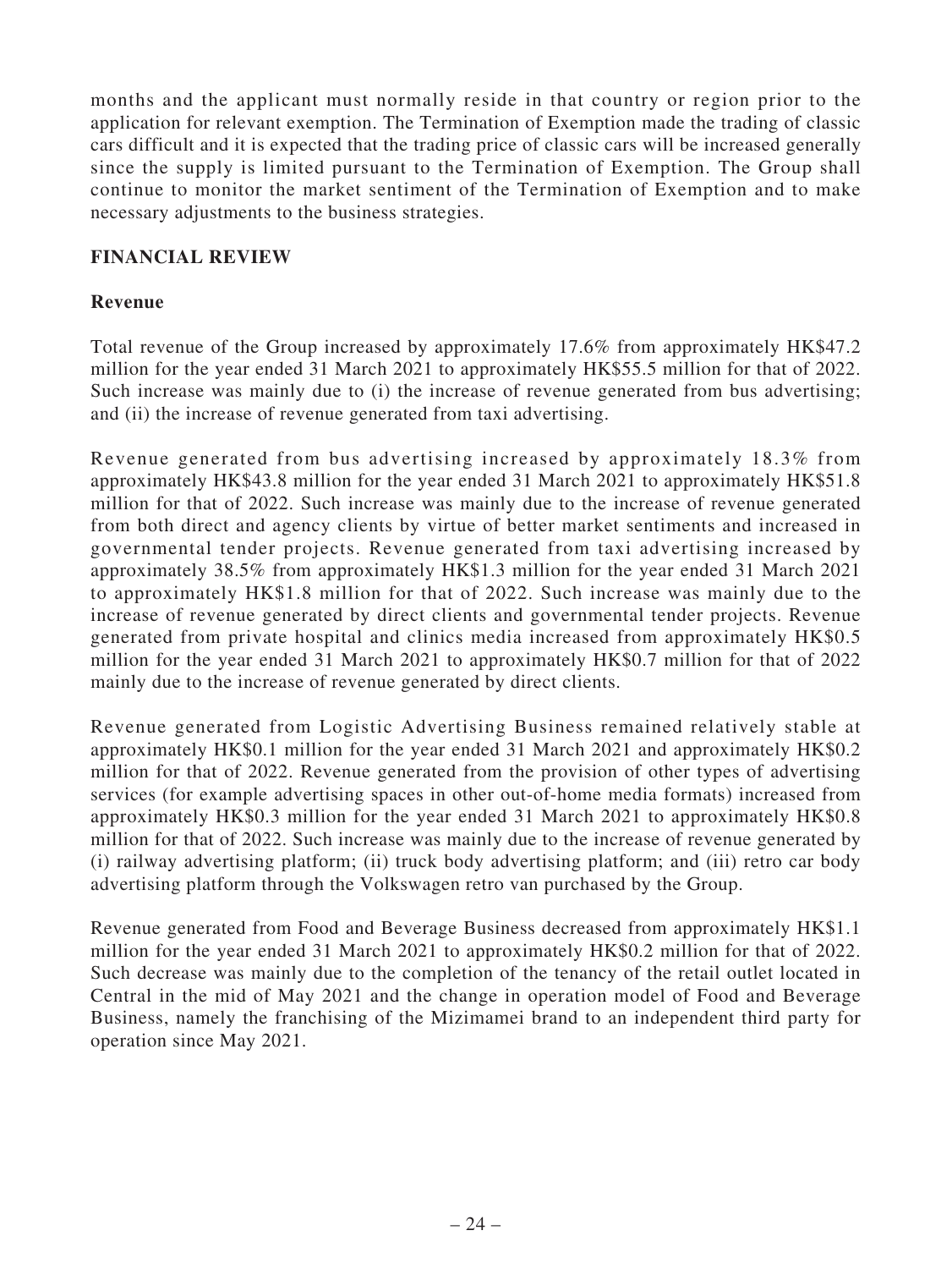months and the applicant must normally reside in that country or region prior to the application for relevant exemption. The Termination of Exemption made the trading of classic cars difficult and it is expected that the trading price of classic cars will be increased generally since the supply is limited pursuant to the Termination of Exemption. The Group shall continue to monitor the market sentiment of the Termination of Exemption and to make necessary adjustments to the business strategies.

## FINANCIAL REVIEW

### Revenue

Total revenue of the Group increased by approximately 17.6% from approximately HK$47.2 million for the year ended 31 March 2021 to approximately HK$55.5 million for that of 2022. Such increase was mainly due to (i) the increase of revenue generated from bus advertising; and (ii) the increase of revenue generated from taxi advertising.

Revenue generated from bus advertising increased by approximately 18.3% from approximately HK$43.8 million for the year ended 31 March 2021 to approximately HK$51.8 million for that of 2022. Such increase was mainly due to the increase of revenue generated from both direct and agency clients by virtue of better market sentiments and increased in governmental tender projects. Revenue generated from taxi advertising increased by approximately 38.5% from approximately HK$1.3 million for the year ended 31 March 2021 to approximately HK$1.8 million for that of 2022. Such increase was mainly due to the increase of revenue generated by direct clients and governmental tender projects. Revenue generated from private hospital and clinics media increased from approximately HK$0.5 million for the year ended 31 March 2021 to approximately HK$0.7 million for that of 2022 mainly due to the increase of revenue generated by direct clients.

Revenue generated from Logistic Advertising Business remained relatively stable at approximately HK$0.1 million for the year ended 31 March 2021 and approximately HK$0.2 million for that of 2022. Revenue generated from the provision of other types of advertising services (for example advertising spaces in other out-of-home media formats) increased from approximately HK$0.3 million for the year ended 31 March 2021 to approximately HK$0.8 million for that of 2022. Such increase was mainly due to the increase of revenue generated by (i) railway advertising platform; (ii) truck body advertising platform; and (iii) retro car body advertising platform through the Volkswagen retro van purchased by the Group.

Revenue generated from Food and Beverage Business decreased from approximately HK$1.1 million for the year ended 31 March 2021 to approximately HK$0.2 million for that of 2022. Such decrease was mainly due to the completion of the tenancy of the retail outlet located in Central in the mid of May 2021 and the change in operation model of Food and Beverage Business, namely the franchising of the Mizimamei brand to an independent third party for operation since May 2021.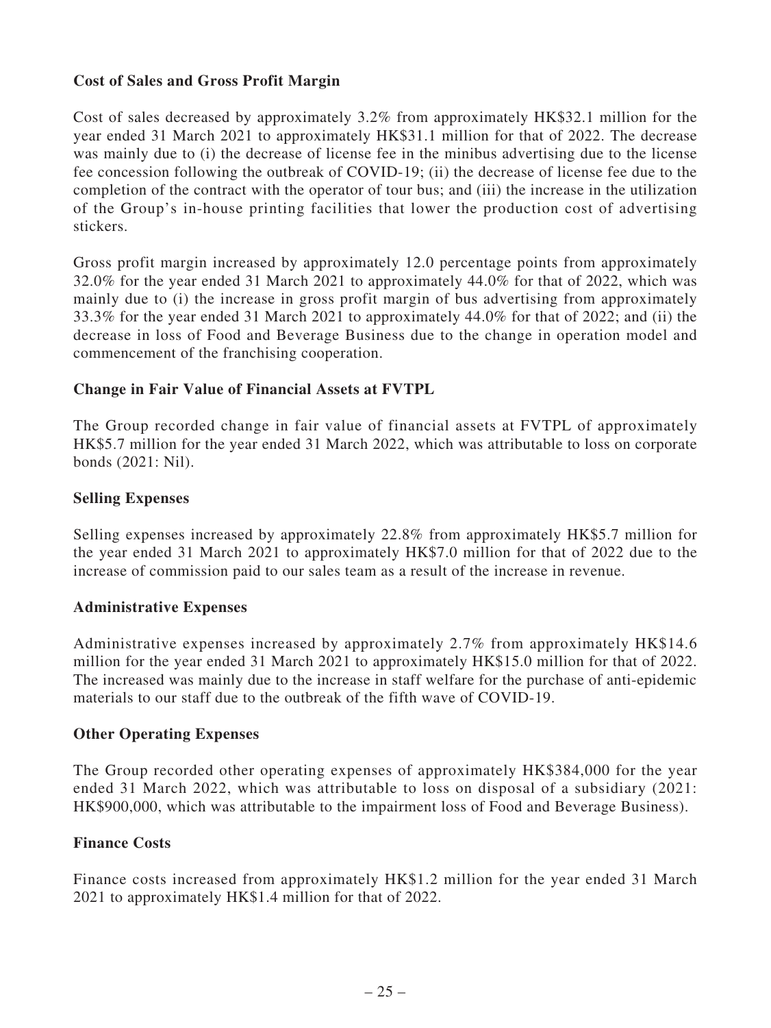**Cost of Sales and Gross Profit Margin**

Cost of sales decreased by approximately 3.2% from approximately HK$32.1 million for the year ended 31 March 2021 to approximately HK$31.1 million for that of 2022. The decrease was mainly due to (i) the decrease of license fee in the minibus advertising due to the license fee concession following the outbreak of COVID-19; (ii) the decrease of license fee due to the completion of the contract with the operator of tour bus; and (iii) the increase in the utilization of the Group's in-house printing facilities that lower the production cost of advertising stickers.

Gross profit margin increased by approximately 12.0 percentage points from approximately 32.0% for the year ended 31 March 2021 to approximately 44.0% for that of 2022, which was mainly due to (i) the increase in gross profit margin of bus advertising from approximately 33.3% for the year ended 31 March 2021 to approximately 44.0% for that of 2022; and (ii) the decrease in loss of Food and Beverage Business due to the change in operation model and commencement of the franchising cooperation.

**Change in Fair Value of Financial Assets at FVTPL**

The Group recorded change in fair value of financial assets at FVTPL of approximately HK$5.7 million for the year ended 31 March 2022, which was attributable to loss on corporate bonds (2021: Nil).

**Selling Expenses**

Selling expenses increased by approximately 22.8% from approximately HK$5.7 million for the year ended 31 March 2021 to approximately HK$7.0 million for that of 2022 due to the increase of commission paid to our sales team as a result of the increase in revenue.

**Administrative Expenses**

Administrative expenses increased by approximately 2.7% from approximately HK$14.6 million for the year ended 31 March 2021 to approximately HK$15.0 million for that of 2022. The increased was mainly due to the increase in staff welfare for the purchase of anti-epidemic materials to our staff due to the outbreak of the fifth wave of COVID-19.

**Other Operating Expenses**

The Group recorded other operating expenses of approximately HK$384,000 for the year ended 31 March 2022, which was attributable to loss on disposal of a subsidiary (2021: HK$900,000, which was attributable to the impairment loss of Food and Beverage Business).

**Finance Costs**

Finance costs increased from approximately HK$1.2 million for the year ended 31 March 2021 to approximately HK$1.4 million for that of 2022.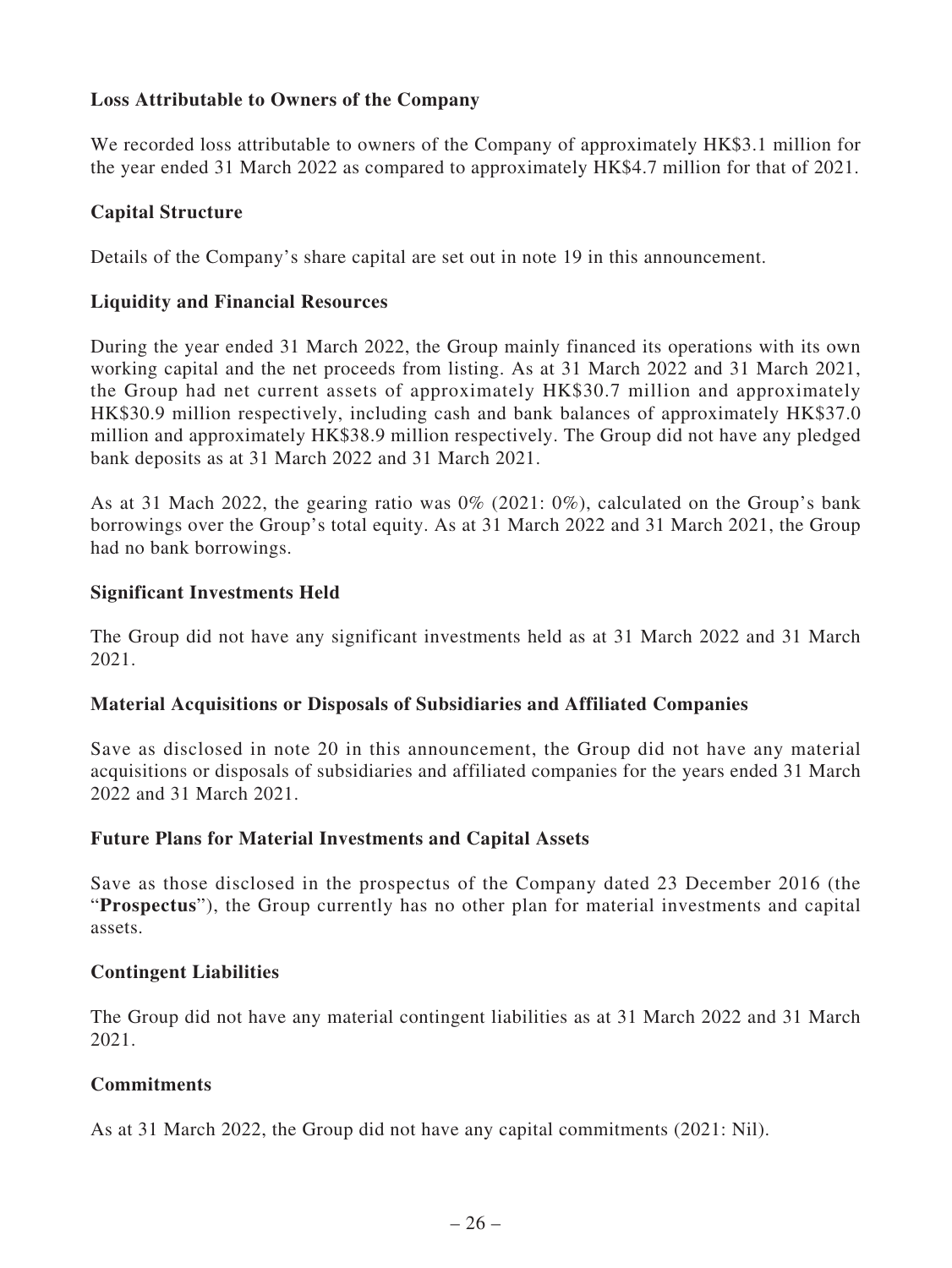### Loss Attributable to Owners of the Company

We recorded loss attributable to owners of the Company of approximately HK$3.1 million for the year ended 31 March 2022 as compared to approximately HK$4.7 million for that of 2021.

### Capital Structure

Details of the Company's share capital are set out in note 19 in this announcement.

### Liquidity and Financial Resources

During the year ended 31 March 2022, the Group mainly financed its operations with its own working capital and the net proceeds from listing. As at 31 March 2022 and 31 March 2021, the Group had net current assets of approximately HK$30.7 million and approximately HK$30.9 million respectively, including cash and bank balances of approximately HK$37.0 million and approximately HK$38.9 million respectively. The Group did not have any pledged bank deposits as at 31 March 2022 and 31 March 2021.

As at 31 Mach 2022, the gearing ratio was 0% (2021: 0%), calculated on the Group's bank borrowings over the Group's total equity. As at 31 March 2022 and 31 March 2021, the Group had no bank borrowings.

### Significant Investments Held

The Group did not have any significant investments held as at 31 March 2022 and 31 March 2021.

### Material Acquisitions or Disposals of Subsidiaries and Affiliated Companies

Save as disclosed in note 20 in this announcement, the Group did not have any material acquisitions or disposals of subsidiaries and affiliated companies for the years ended 31 March 2022 and 31 March 2021.

### Future Plans for Material Investments and Capital Assets

Save as those disclosed in the prospectus of the Company dated 23 December 2016 (the "**Prospectus**"), the Group currently has no other plan for material investments and capital assets.

### Contingent Liabilities

The Group did not have any material contingent liabilities as at 31 March 2022 and 31 March 2021.

### Commitments

As at 31 March 2022, the Group did not have any capital commitments (2021: Nil).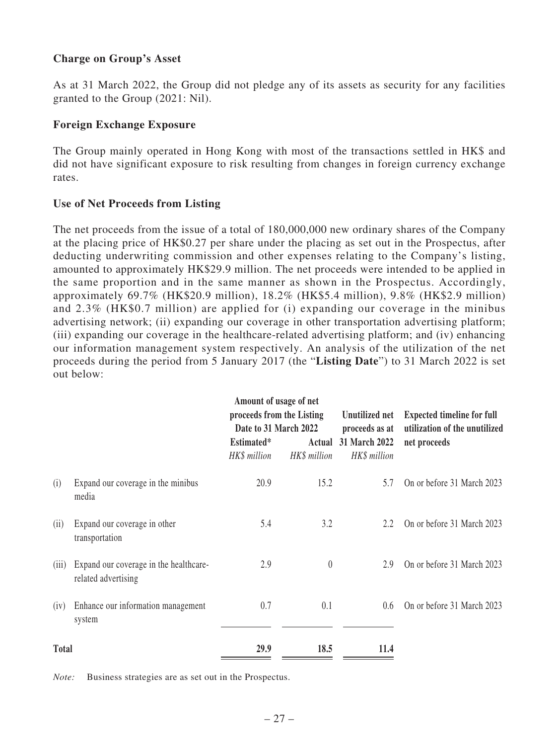**Charge on Group's Asset**

As at 31 March 2022, the Group did not pledge any of its assets as security for any facilities granted to the Group (2021: Nil).

**Foreign Exchange Exposure**

The Group mainly operated in Hong Kong with most of the transactions settled in HK$ and did not have significant exposure to risk resulting from changes in foreign currency exchange rates.

**Use of Net Proceeds from Listing**

The net proceeds from the issue of a total of 180,000,000 new ordinary shares of the Company at the placing price of HK$0.27 per share under the placing as set out in the Prospectus, after deducting underwriting commission and other expenses relating to the Company's listing, amounted to approximately HK$29.9 million. The net proceeds were intended to be applied in the same proportion and in the same manner as shown in the Prospectus. Accordingly, approximately 69.7% (HK$20.9 million), 18.2% (HK$5.4 million), 9.8% (HK$2.9 million) and 2.3% (HK$0.7 million) are applied for (i) expanding our coverage in the minibus advertising network; (ii) expanding our coverage in other transportation advertising platform; (iii) expanding our coverage in the healthcare-related advertising platform; and (iv) enhancing our information management system respectively. An analysis of the utilization of the net proceeds during the period from 5 January 2017 (the "**Listing Date**") to 31 March 2022 is set out below:

| | | Amount of usage of net proceeds from the Listing Date to 31 March 2022 | | Unutilized net proceeds as at 31 March 2022 | Expected timeline for full utilization of the unutilized net proceeds |
|---|---|---|---|---|---|
| | | Estimated* | Actual | | |
| | | *HK$ million* | *HK$ million* | *HK$ million* | |
| (i) | Expand our coverage in the minibus media | 20.9 | 15.2 | 5.7 | On or before 31 March 2023 |
| (ii) | Expand our coverage in other transportation | 5.4 | 3.2 | 2.2 | On or before 31 March 2023 |
| (iii) | Expand our coverage in the healthcare-related advertising | 2.9 | 0 | 2.9 | On or before 31 March 2023 |
| (iv) | Enhance our information management system | 0.7 | 0.1 | 0.6 | On or before 31 March 2023 |
| **Total** | | **29.9** | **18.5** | **11.4** | |

*Note:* Business strategies are as set out in the Prospectus.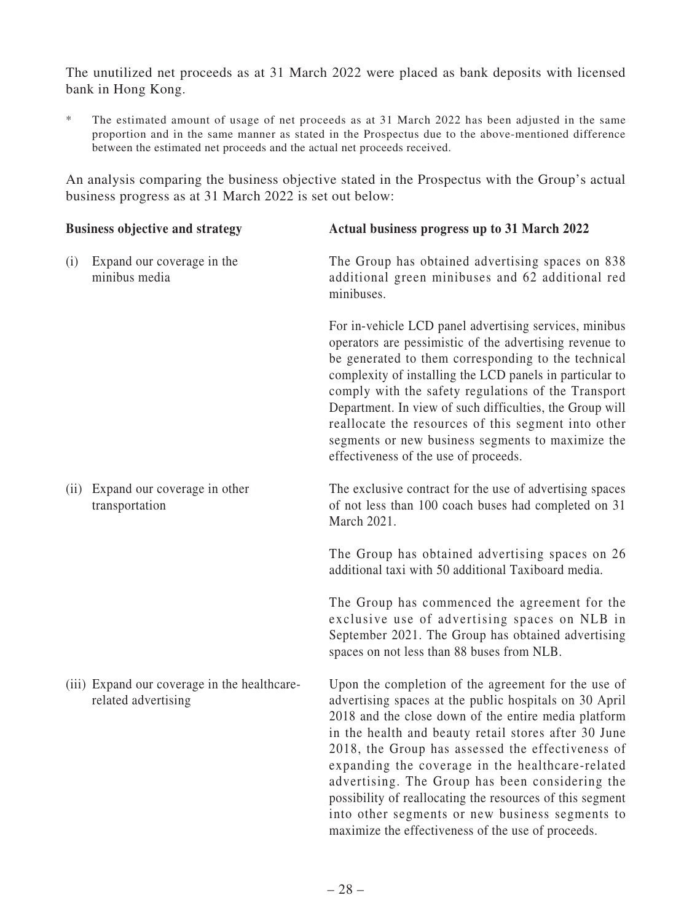The unutilized net proceeds as at 31 March 2022 were placed as bank deposits with licensed bank in Hong Kong.

\* The estimated amount of usage of net proceeds as at 31 March 2022 has been adjusted in the same proportion and in the same manner as stated in the Prospectus due to the above-mentioned difference between the estimated net proceeds and the actual net proceeds received.

An analysis comparing the business objective stated in the Prospectus with the Group's actual business progress as at 31 March 2022 is set out below:

| **Business objective and strategy** | **Actual business progress up to 31 March 2022** |
|---|---|
| (i) Expand our coverage in the minibus media | The Group has obtained advertising spaces on 838 additional green minibuses and 62 additional red minibuses.<br><br>For in-vehicle LCD panel advertising services, minibus operators are pessimistic of the advertising revenue to be generated to them corresponding to the technical complexity of installing the LCD panels in particular to comply with the safety regulations of the Transport Department. In view of such difficulties, the Group will reallocate the resources of this segment into other segments or new business segments to maximize the effectiveness of the use of proceeds. |
| (ii) Expand our coverage in other transportation | The exclusive contract for the use of advertising spaces of not less than 100 coach buses had completed on 31 March 2021.<br><br>The Group has obtained advertising spaces on 26 additional taxi with 50 additional Taxiboard media.<br><br>The Group has commenced the agreement for the exclusive use of advertising spaces on NLB in September 2021. The Group has obtained advertising spaces on not less than 88 buses from NLB. |
| (iii) Expand our coverage in the healthcare-related advertising | Upon the completion of the agreement for the use of advertising spaces at the public hospitals on 30 April 2018 and the close down of the entire media platform in the health and beauty retail stores after 30 June 2018, the Group has assessed the effectiveness of expanding the coverage in the healthcare-related advertising. The Group has been considering the possibility of reallocating the resources of this segment into other segments or new business segments to maximize the effectiveness of the use of proceeds. |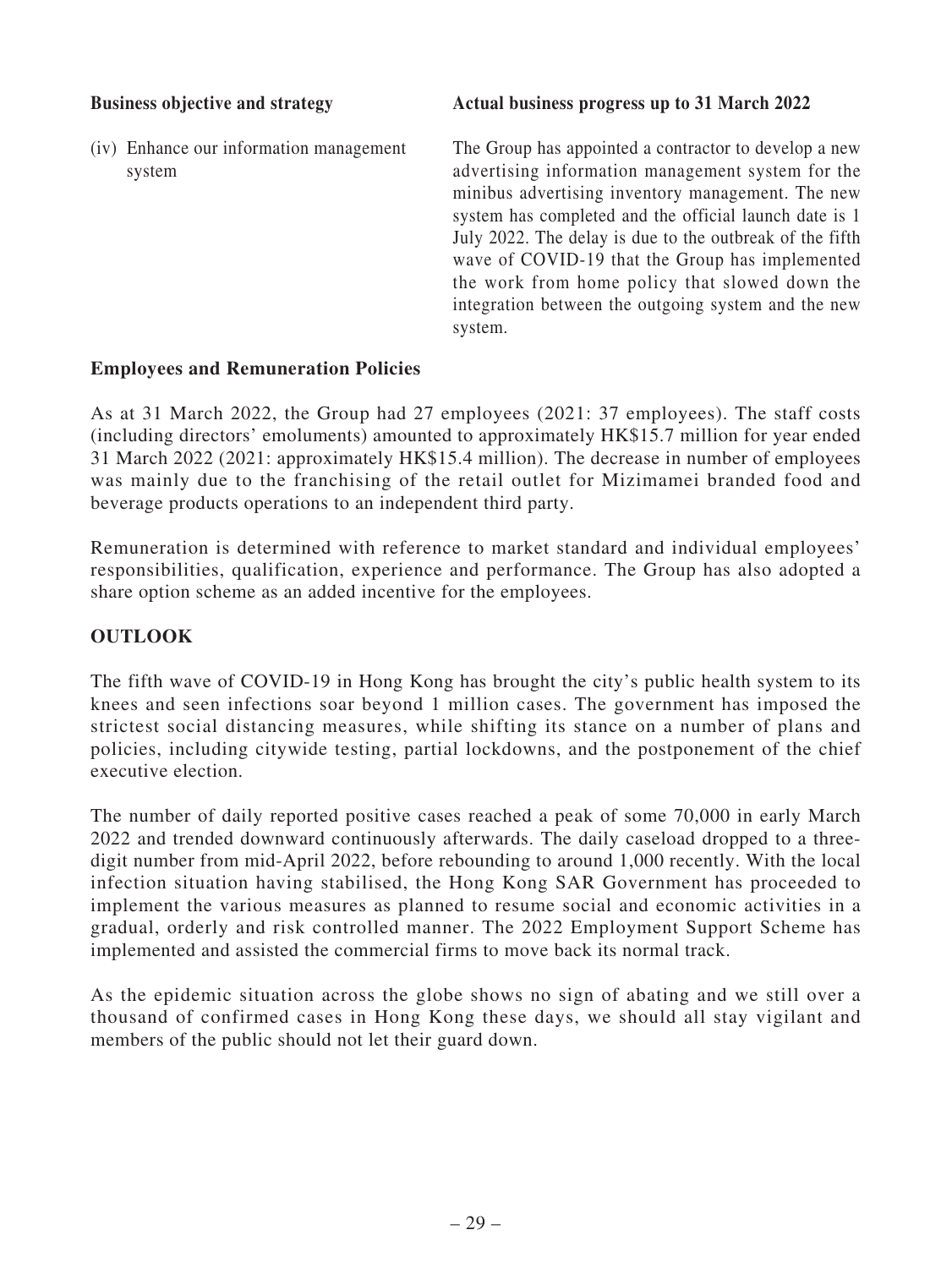| Business objective and strategy | Actual business progress up to 31 March 2022 |
|---|---|
| (iv) Enhance our information management system | The Group has appointed a contractor to develop a new advertising information management system for the minibus advertising inventory management. The new system has completed and the official launch date is 1 July 2022. The delay is due to the outbreak of the fifth wave of COVID-19 that the Group has implemented the work from home policy that slowed down the integration between the outgoing system and the new system. |

### Employees and Remuneration Policies

As at 31 March 2022, the Group had 27 employees (2021: 37 employees). The staff costs (including directors' emoluments) amounted to approximately HK$15.7 million for year ended 31 March 2022 (2021: approximately HK$15.4 million). The decrease in number of employees was mainly due to the franchising of the retail outlet for Mizimamei branded food and beverage products operations to an independent third party.

Remuneration is determined with reference to market standard and individual employees' responsibilities, qualification, experience and performance. The Group has also adopted a share option scheme as an added incentive for the employees.

## OUTLOOK

The fifth wave of COVID-19 in Hong Kong has brought the city's public health system to its knees and seen infections soar beyond 1 million cases. The government has imposed the strictest social distancing measures, while shifting its stance on a number of plans and policies, including citywide testing, partial lockdowns, and the postponement of the chief executive election.

The number of daily reported positive cases reached a peak of some 70,000 in early March 2022 and trended downward continuously afterwards. The daily caseload dropped to a three-digit number from mid-April 2022, before rebounding to around 1,000 recently. With the local infection situation having stabilised, the Hong Kong SAR Government has proceeded to implement the various measures as planned to resume social and economic activities in a gradual, orderly and risk controlled manner. The 2022 Employment Support Scheme has implemented and assisted the commercial firms to move back its normal track.

As the epidemic situation across the globe shows no sign of abating and we still over a thousand of confirmed cases in Hong Kong these days, we should all stay vigilant and members of the public should not let their guard down.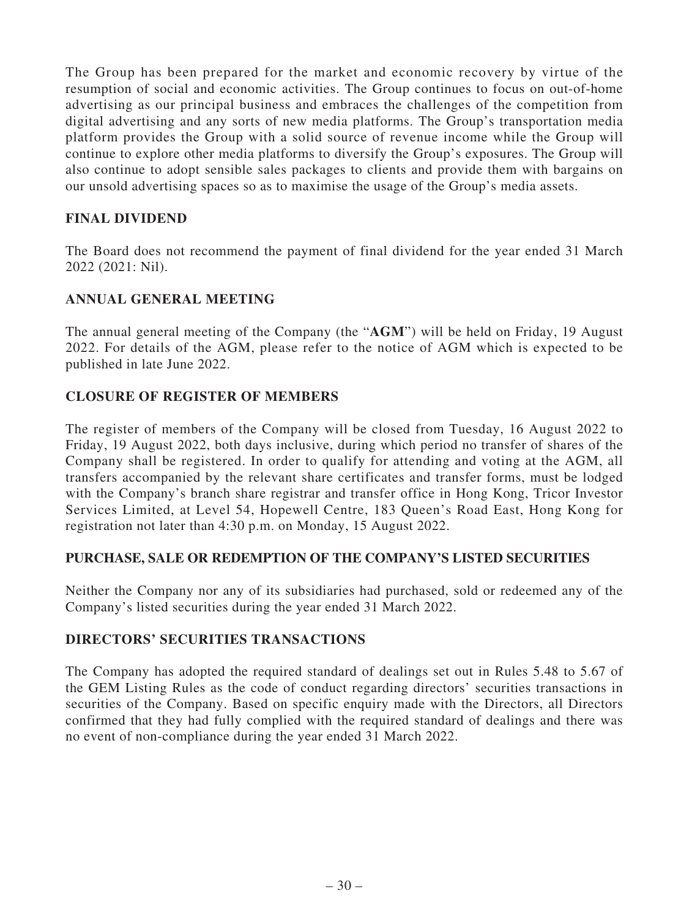The Group has been prepared for the market and economic recovery by virtue of the resumption of social and economic activities. The Group continues to focus on out-of-home advertising as our principal business and embraces the challenges of the competition from digital advertising and any sorts of new media platforms. The Group's transportation media platform provides the Group with a solid source of revenue income while the Group will continue to explore other media platforms to diversify the Group's exposures. The Group will also continue to adopt sensible sales packages to clients and provide them with bargains on our unsold advertising spaces so as to maximise the usage of the Group's media assets.

## FINAL DIVIDEND

The Board does not recommend the payment of final dividend for the year ended 31 March 2022 (2021: Nil).

## ANNUAL GENERAL MEETING

The annual general meeting of the Company (the "**AGM**") will be held on Friday, 19 August 2022. For details of the AGM, please refer to the notice of AGM which is expected to be published in late June 2022.

## CLOSURE OF REGISTER OF MEMBERS

The register of members of the Company will be closed from Tuesday, 16 August 2022 to Friday, 19 August 2022, both days inclusive, during which period no transfer of shares of the Company shall be registered. In order to qualify for attending and voting at the AGM, all transfers accompanied by the relevant share certificates and transfer forms, must be lodged with the Company's branch share registrar and transfer office in Hong Kong, Tricor Investor Services Limited, at Level 54, Hopewell Centre, 183 Queen's Road East, Hong Kong for registration not later than 4:30 p.m. on Monday, 15 August 2022.

## PURCHASE, SALE OR REDEMPTION OF THE COMPANY'S LISTED SECURITIES

Neither the Company nor any of its subsidiaries had purchased, sold or redeemed any of the Company's listed securities during the year ended 31 March 2022.

## DIRECTORS' SECURITIES TRANSACTIONS

The Company has adopted the required standard of dealings set out in Rules 5.48 to 5.67 of the GEM Listing Rules as the code of conduct regarding directors' securities transactions in securities of the Company. Based on specific enquiry made with the Directors, all Directors confirmed that they had fully complied with the required standard of dealings and there was no event of non-compliance during the year ended 31 March 2022.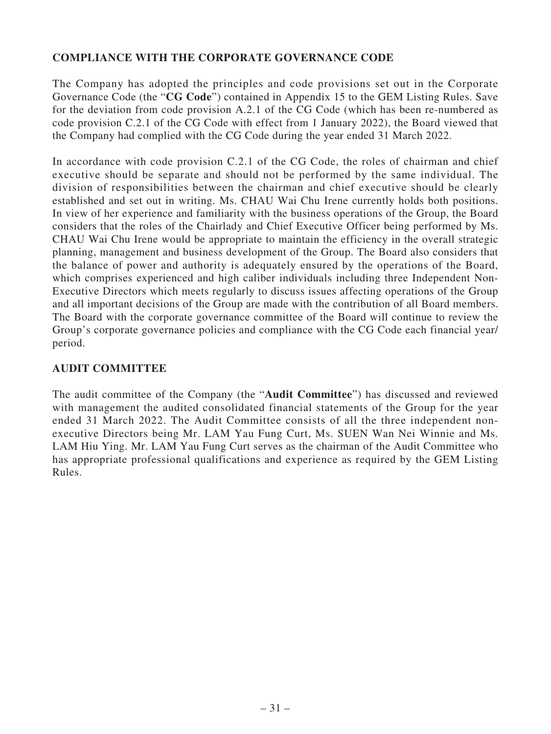## COMPLIANCE WITH THE CORPORATE GOVERNANCE CODE

The Company has adopted the principles and code provisions set out in the Corporate Governance Code (the "**CG Code**") contained in Appendix 15 to the GEM Listing Rules. Save for the deviation from code provision A.2.1 of the CG Code (which has been re-numbered as code provision C.2.1 of the CG Code with effect from 1 January 2022), the Board viewed that the Company had complied with the CG Code during the year ended 31 March 2022.

In accordance with code provision C.2.1 of the CG Code, the roles of chairman and chief executive should be separate and should not be performed by the same individual. The division of responsibilities between the chairman and chief executive should be clearly established and set out in writing. Ms. CHAU Wai Chu Irene currently holds both positions. In view of her experience and familiarity with the business operations of the Group, the Board considers that the roles of the Chairlady and Chief Executive Officer being performed by Ms. CHAU Wai Chu Irene would be appropriate to maintain the efficiency in the overall strategic planning, management and business development of the Group. The Board also considers that the balance of power and authority is adequately ensured by the operations of the Board, which comprises experienced and high caliber individuals including three Independent Non-Executive Directors which meets regularly to discuss issues affecting operations of the Group and all important decisions of the Group are made with the contribution of all Board members. The Board with the corporate governance committee of the Board will continue to review the Group's corporate governance policies and compliance with the CG Code each financial year/period.

## AUDIT COMMITTEE

The audit committee of the Company (the "**Audit Committee**") has discussed and reviewed with management the audited consolidated financial statements of the Group for the year ended 31 March 2022. The Audit Committee consists of all the three independent non-executive Directors being Mr. LAM Yau Fung Curt, Ms. SUEN Wan Nei Winnie and Ms. LAM Hiu Ying. Mr. LAM Yau Fung Curt serves as the chairman of the Audit Committee who has appropriate professional qualifications and experience as required by the GEM Listing Rules.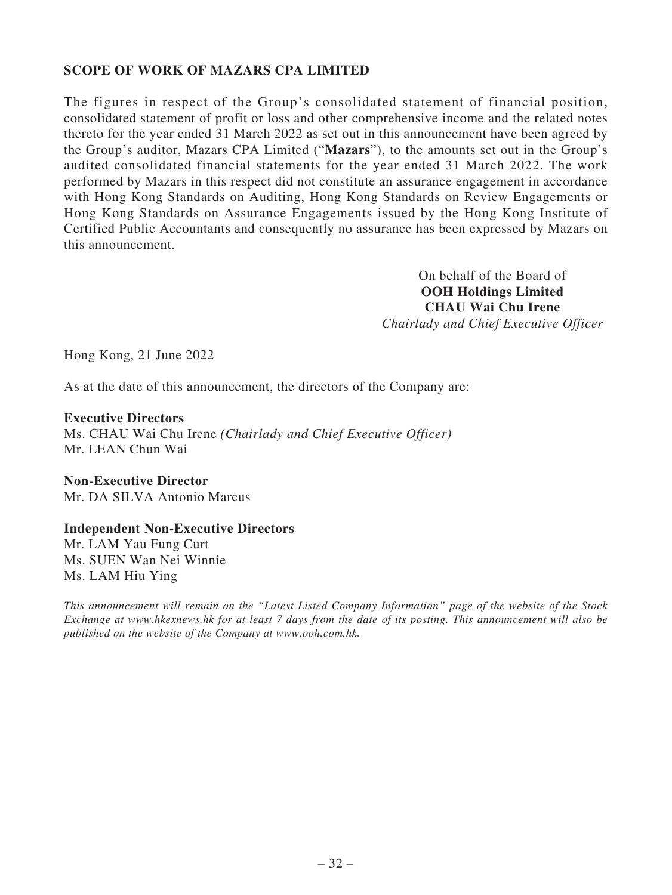## SCOPE OF WORK OF MAZARS CPA LIMITED

The figures in respect of the Group's consolidated statement of financial position, consolidated statement of profit or loss and other comprehensive income and the related notes thereto for the year ended 31 March 2022 as set out in this announcement have been agreed by the Group's auditor, Mazars CPA Limited ("**Mazars**"), to the amounts set out in the Group's audited consolidated financial statements for the year ended 31 March 2022. The work performed by Mazars in this respect did not constitute an assurance engagement in accordance with Hong Kong Standards on Auditing, Hong Kong Standards on Review Engagements or Hong Kong Standards on Assurance Engagements issued by the Hong Kong Institute of Certified Public Accountants and consequently no assurance has been expressed by Mazars on this announcement.

On behalf of the Board of
**OOH Holdings Limited**
**CHAU Wai Chu Irene**
*Chairlady and Chief Executive Officer*

Hong Kong, 21 June 2022

As at the date of this announcement, the directors of the Company are:

**Executive Directors**
Ms. CHAU Wai Chu Irene *(Chairlady and Chief Executive Officer)*
Mr. LEAN Chun Wai

**Non-Executive Director**
Mr. DA SILVA Antonio Marcus

**Independent Non-Executive Directors**
Mr. LAM Yau Fung Curt
Ms. SUEN Wan Nei Winnie
Ms. LAM Hiu Ying

*This announcement will remain on the "Latest Listed Company Information" page of the website of the Stock Exchange at www.hkexnews.hk for at least 7 days from the date of its posting. This announcement will also be published on the website of the Company at www.ooh.com.hk.*